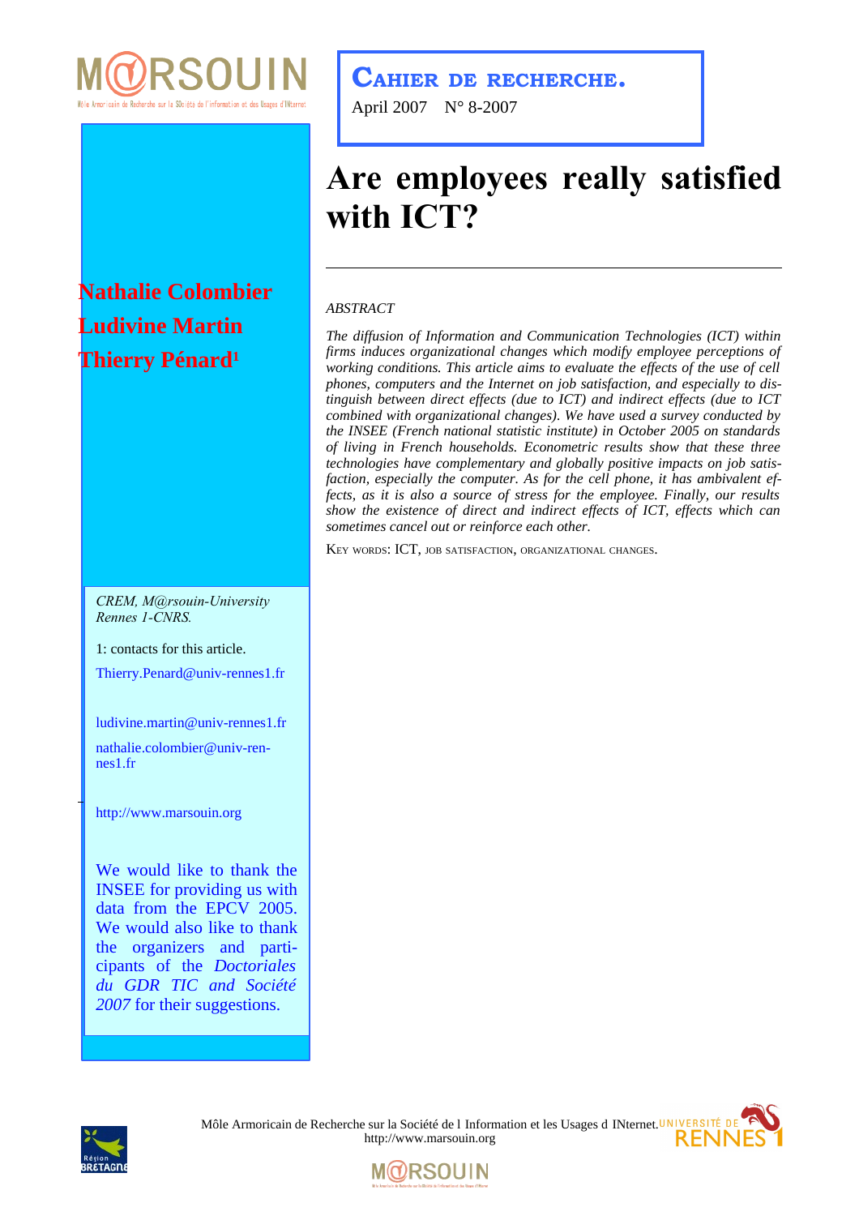**Cahier de recherche.**

April 2007 N° 8-2007

# Are employees really satisfied with ICT?

**Nathalie Colombier**
**Ludivine Martin**
**Thierry Pénard[1]**

*ABSTRACT*

*The diffusion of Information and Communication Technologies (ICT) within firms induces organizational changes which modify employee perceptions of working conditions. This article aims to evaluate the effects of the use of cell phones, computers and the Internet on job satisfaction, and especially to distinguish between direct effects (due to ICT) and indirect effects (due to ICT combined with organizational changes). We have used a survey conducted by the INSEE (French national statistic institute) in October 2005 on standards of living in French households. Econometric results show that these three technologies have complementary and globally positive impacts on job satisfaction, especially the computer. As for the cell phone, it has ambivalent effects, as it is also a source of stress for the employee. Finally, our results show the existence of direct and indirect effects of ICT, effects which can sometimes cancel out or reinforce each other.*

Key words: ICT, job satisfaction, organizational changes.

*CREM, M@rsouin-University Rennes 1-CNRS.*

1: contacts for this article.

Thierry.Penard@univ-rennes1.fr

ludivine.martin@univ-rennes1.fr

nathalie.colombier@univ-rennes1.fr

http://www.marsouin.org

We would like to thank the INSEE for providing us with data from the EPCV 2005. We would also like to thank the organizers and participants of the *Doctoriales du GDR TIC and Société 2007* for their suggestions.

Môle Armoricain de Recherche sur la Société de l Information et les Usages d INternet.
http://www.marsouin.org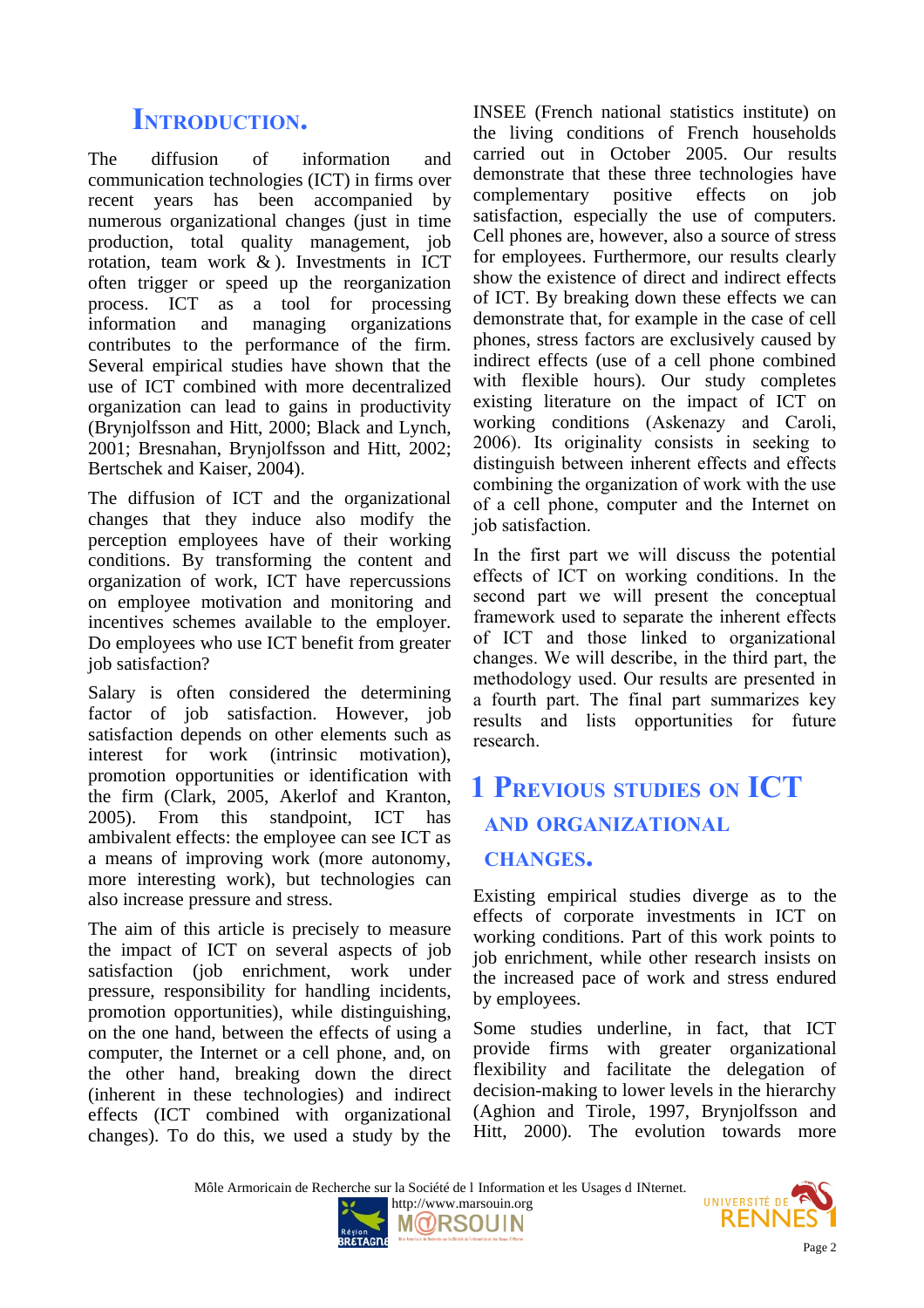# Introduction.

The diffusion of information and communication technologies (ICT) in firms over recent years has been accompanied by numerous organizational changes (just in time production, total quality management, job rotation, team work & ). Investments in ICT often trigger or speed up the reorganization process. ICT as a tool for processing information and managing organizations contributes to the performance of the firm. Several empirical studies have shown that the use of ICT combined with more decentralized organization can lead to gains in productivity (Brynjolfsson and Hitt, 2000; Black and Lynch, 2001; Bresnahan, Brynjolfsson and Hitt, 2002; Bertschek and Kaiser, 2004).

The diffusion of ICT and the organizational changes that they induce also modify the perception employees have of their working conditions. By transforming the content and organization of work, ICT have repercussions on employee motivation and monitoring and incentives schemes available to the employer. Do employees who use ICT benefit from greater job satisfaction?

Salary is often considered the determining factor of job satisfaction. However, job satisfaction depends on other elements such as interest for work (intrinsic motivation), promotion opportunities or identification with the firm (Clark, 2005, Akerlof and Kranton, 2005). From this standpoint, ICT has ambivalent effects: the employee can see ICT as a means of improving work (more autonomy, more interesting work), but technologies can also increase pressure and stress.

The aim of this article is precisely to measure the impact of ICT on several aspects of job satisfaction (job enrichment, work under pressure, responsibility for handling incidents, promotion opportunities), while distinguishing, on the one hand, between the effects of using a computer, the Internet or a cell phone, and, on the other hand, breaking down the direct (inherent in these technologies) and indirect effects (ICT combined with organizational changes). To do this, we used a study by the INSEE (French national statistics institute) on the living conditions of French households carried out in October 2005. Our results demonstrate that these three technologies have complementary positive effects on job satisfaction, especially the use of computers. Cell phones are, however, also a source of stress for employees. Furthermore, our results clearly show the existence of direct and indirect effects of ICT. By breaking down these effects we can demonstrate that, for example in the case of cell phones, stress factors are exclusively caused by indirect effects (use of a cell phone combined with flexible hours). Our study completes existing literature on the impact of ICT on working conditions (Askenazy and Caroli, 2006). Its originality consists in seeking to distinguish between inherent effects and effects combining the organization of work with the use of a cell phone, computer and the Internet on job satisfaction.

In the first part we will discuss the potential effects of ICT on working conditions. In the second part we will present the conceptual framework used to separate the inherent effects of ICT and those linked to organizational changes. We will describe, in the third part, the methodology used. Our results are presented in a fourth part. The final part summarizes key results and lists opportunities for future research.

# 1 Previous studies on ICT and organizational changes.

Existing empirical studies diverge as to the effects of corporate investments in ICT on working conditions. Part of this work points to job enrichment, while other research insists on the increased pace of work and stress endured by employees.

Some studies underline, in fact, that ICT provide firms with greater organizational flexibility and facilitate the delegation of decision-making to lower levels in the hierarchy (Aghion and Tirole, 1997, Brynjolfsson and Hitt, 2000). The evolution towards more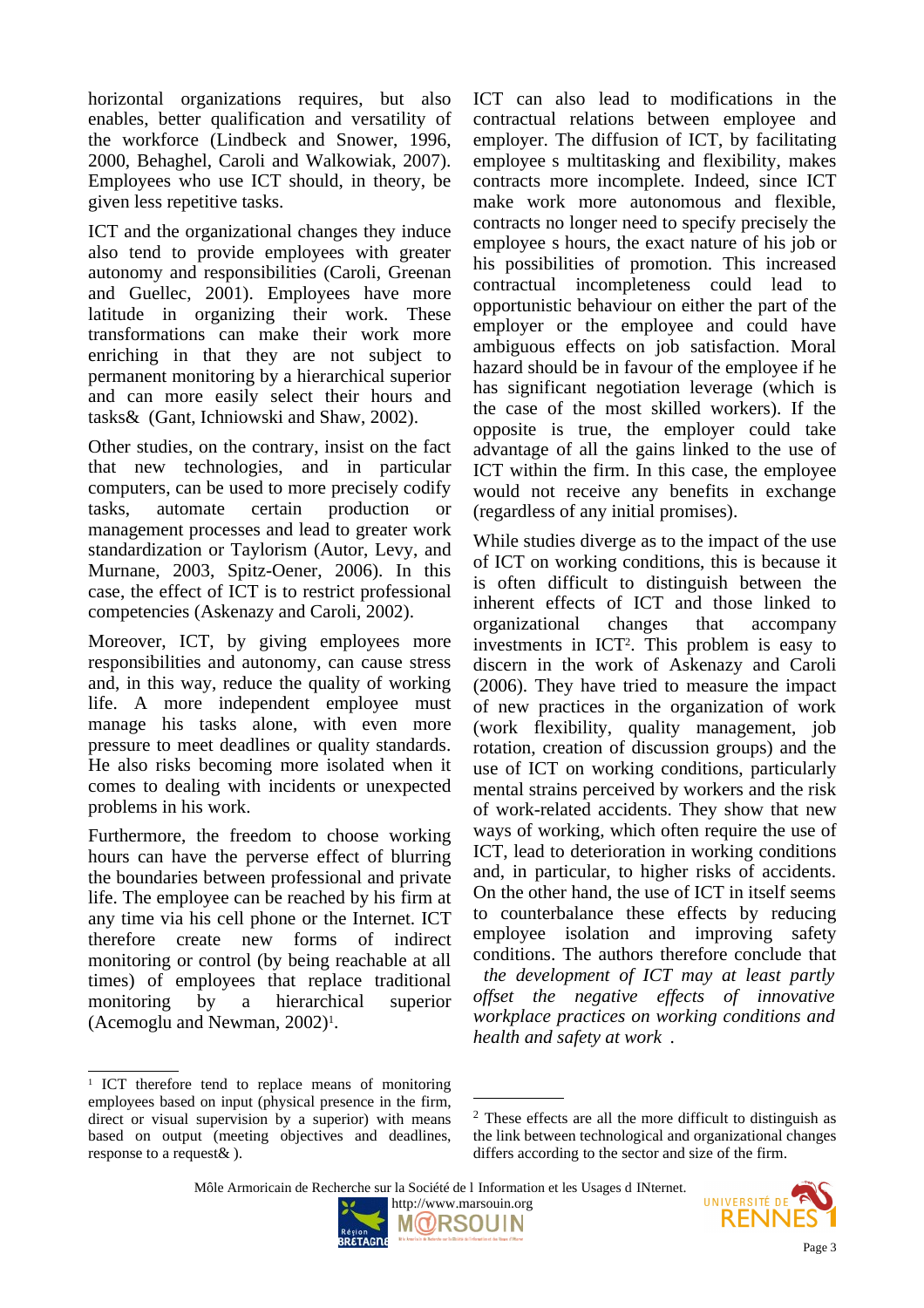horizontal organizations requires, but also enables, better qualification and versatility of the workforce (Lindbeck and Snower, 1996, 2000, Behaghel, Caroli and Walkowiak, 2007). Employees who use ICT should, in theory, be given less repetitive tasks.

ICT and the organizational changes they induce also tend to provide employees with greater autonomy and responsibilities (Caroli, Greenan and Guellec, 2001). Employees have more latitude in organizing their work. These transformations can make their work more enriching in that they are not subject to permanent monitoring by a hierarchical superior and can more easily select their hours and tasks& (Gant, Ichniowski and Shaw, 2002).

Other studies, on the contrary, insist on the fact that new technologies, and in particular computers, can be used to more precisely codify tasks, automate certain production or management processes and lead to greater work standardization or Taylorism (Autor, Levy, and Murnane, 2003, Spitz-Oener, 2006). In this case, the effect of ICT is to restrict professional competencies (Askenazy and Caroli, 2002).

Moreover, ICT, by giving employees more responsibilities and autonomy, can cause stress and, in this way, reduce the quality of working life. A more independent employee must manage his tasks alone, with even more pressure to meet deadlines or quality standards. He also risks becoming more isolated when it comes to dealing with incidents or unexpected problems in his work.

Furthermore, the freedom to choose working hours can have the perverse effect of blurring the boundaries between professional and private life. The employee can be reached by his firm at any time via his cell phone or the Internet. ICT therefore create new forms of indirect monitoring or control (by being reachable at all times) of employees that replace traditional monitoring by a hierarchical superior (Acemoglu and Newman, 2002)[1].

ICT can also lead to modifications in the contractual relations between employee and employer. The diffusion of ICT, by facilitating employee s multitasking and flexibility, makes contracts more incomplete. Indeed, since ICT make work more autonomous and flexible, contracts no longer need to specify precisely the employee s hours, the exact nature of his job or his possibilities of promotion. This increased contractual incompleteness could lead to opportunistic behaviour on either the part of the employer or the employee and could have ambiguous effects on job satisfaction. Moral hazard should be in favour of the employee if he has significant negotiation leverage (which is the case of the most skilled workers). If the opposite is true, the employer could take advantage of all the gains linked to the use of ICT within the firm. In this case, the employee would not receive any benefits in exchange (regardless of any initial promises).

While studies diverge as to the impact of the use of ICT on working conditions, this is because it is often difficult to distinguish between the inherent effects of ICT and those linked to organizational changes that accompany investments in ICT[2]. This problem is easy to discern in the work of Askenazy and Caroli (2006). They have tried to measure the impact of new practices in the organization of work (work flexibility, quality management, job rotation, creation of discussion groups) and the use of ICT on working conditions, particularly mental strains perceived by workers and the risk of work-related accidents. They show that new ways of working, which often require the use of ICT, lead to deterioration in working conditions and, in particular, to higher risks of accidents. On the other hand, the use of ICT in itself seems to counterbalance these effects by reducing employee isolation and improving safety conditions. The authors therefore conclude that *the development of ICT may at least partly offset the negative effects of innovative workplace practices on working conditions and health and safety at work* .

[1] ICT therefore tend to replace means of monitoring employees based on input (physical presence in the firm, direct or visual supervision by a superior) with means based on output (meeting objectives and deadlines, response to a request& ).

[2] These effects are all the more difficult to distinguish as the link between technological and organizational changes differs according to the sector and size of the firm.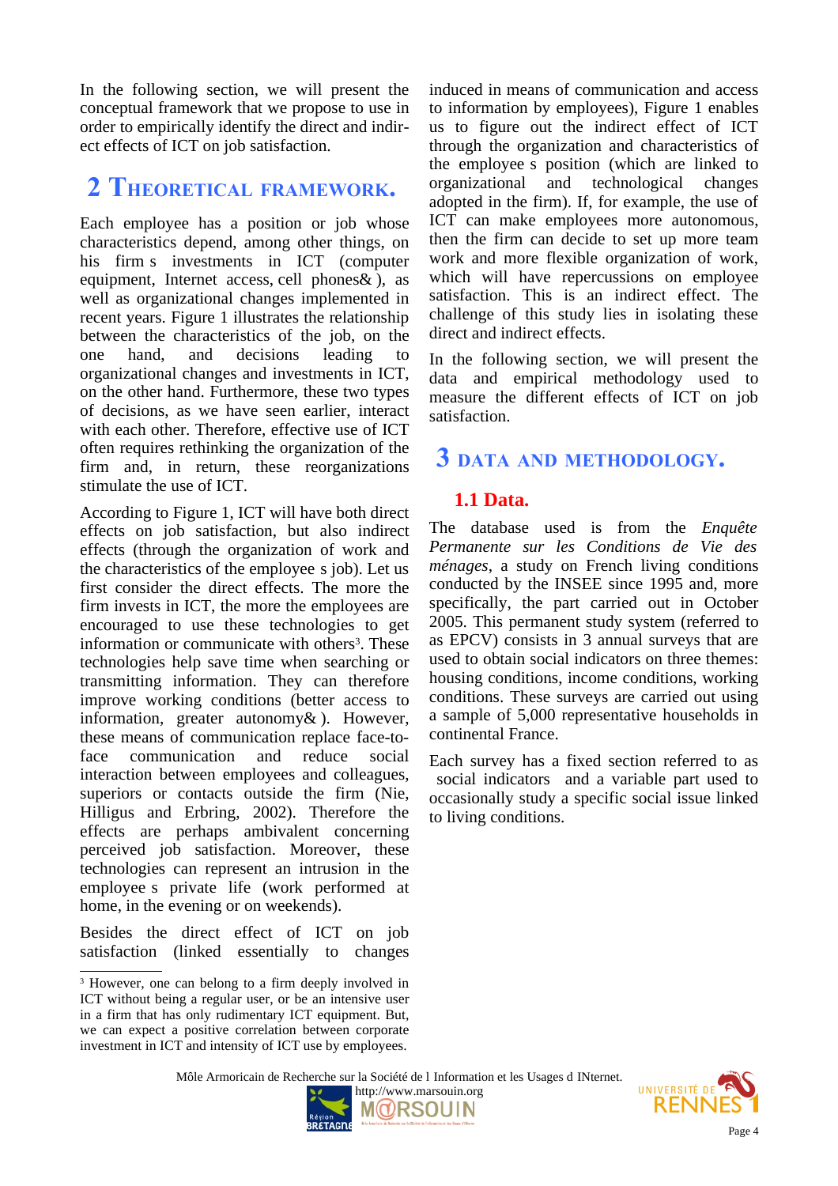In the following section, we will present the conceptual framework that we propose to use in order to empirically identify the direct and indirect effects of ICT on job satisfaction.

# 2 Theoretical framework.

Each employee has a position or job whose characteristics depend, among other things, on his firm s investments in ICT (computer equipment, Internet access, cell phones& ), as well as organizational changes implemented in recent years. Figure 1 illustrates the relationship between the characteristics of the job, on the one hand, and decisions leading to organizational changes and investments in ICT, on the other hand. Furthermore, these two types of decisions, as we have seen earlier, interact with each other. Therefore, effective use of ICT often requires rethinking the organization of the firm and, in return, these reorganizations stimulate the use of ICT.

According to Figure 1, ICT will have both direct effects on job satisfaction, but also indirect effects (through the organization of work and the characteristics of the employee s job). Let us first consider the direct effects. The more the firm invests in ICT, the more the employees are encouraged to use these technologies to get information or communicate with others[3]. These technologies help save time when searching or transmitting information. They can therefore improve working conditions (better access to information, greater autonomy& ). However, these means of communication replace face-to-face communication and reduce social interaction between employees and colleagues, superiors or contacts outside the firm (Nie, Hilligus and Erbring, 2002). Therefore the effects are perhaps ambivalent concerning perceived job satisfaction. Moreover, these technologies can represent an intrusion in the employee s private life (work performed at home, in the evening or on weekends).

Besides the direct effect of ICT on job satisfaction (linked essentially to changes induced in means of communication and access to information by employees), Figure 1 enables us to figure out the indirect effect of ICT through the organization and characteristics of the employee s position (which are linked to organizational and technological changes adopted in the firm). If, for example, the use of ICT can make employees more autonomous, then the firm can decide to set up more team work and more flexible organization of work, which will have repercussions on employee satisfaction. This is an indirect effect. The challenge of this study lies in isolating these direct and indirect effects.

In the following section, we will present the data and empirical methodology used to measure the different effects of ICT on job satisfaction.

# 3 Data and methodology.

## 1.1 Data.

The database used is from the *Enquête Permanente sur les Conditions de Vie des ménages*, a study on French living conditions conducted by the INSEE since 1995 and, more specifically, the part carried out in October 2005. This permanent study system (referred to as EPCV) consists in 3 annual surveys that are used to obtain social indicators on three themes: housing conditions, income conditions, working conditions. These surveys are carried out using a sample of 5,000 representative households in continental France.

Each survey has a fixed section referred to as social indicators and a variable part used to occasionally study a specific social issue linked to living conditions.

[3] However, one can belong to a firm deeply involved in ICT without being a regular user, or be an intensive user in a firm that has only rudimentary ICT equipment. But, we can expect a positive correlation between corporate investment in ICT and intensity of ICT use by employees.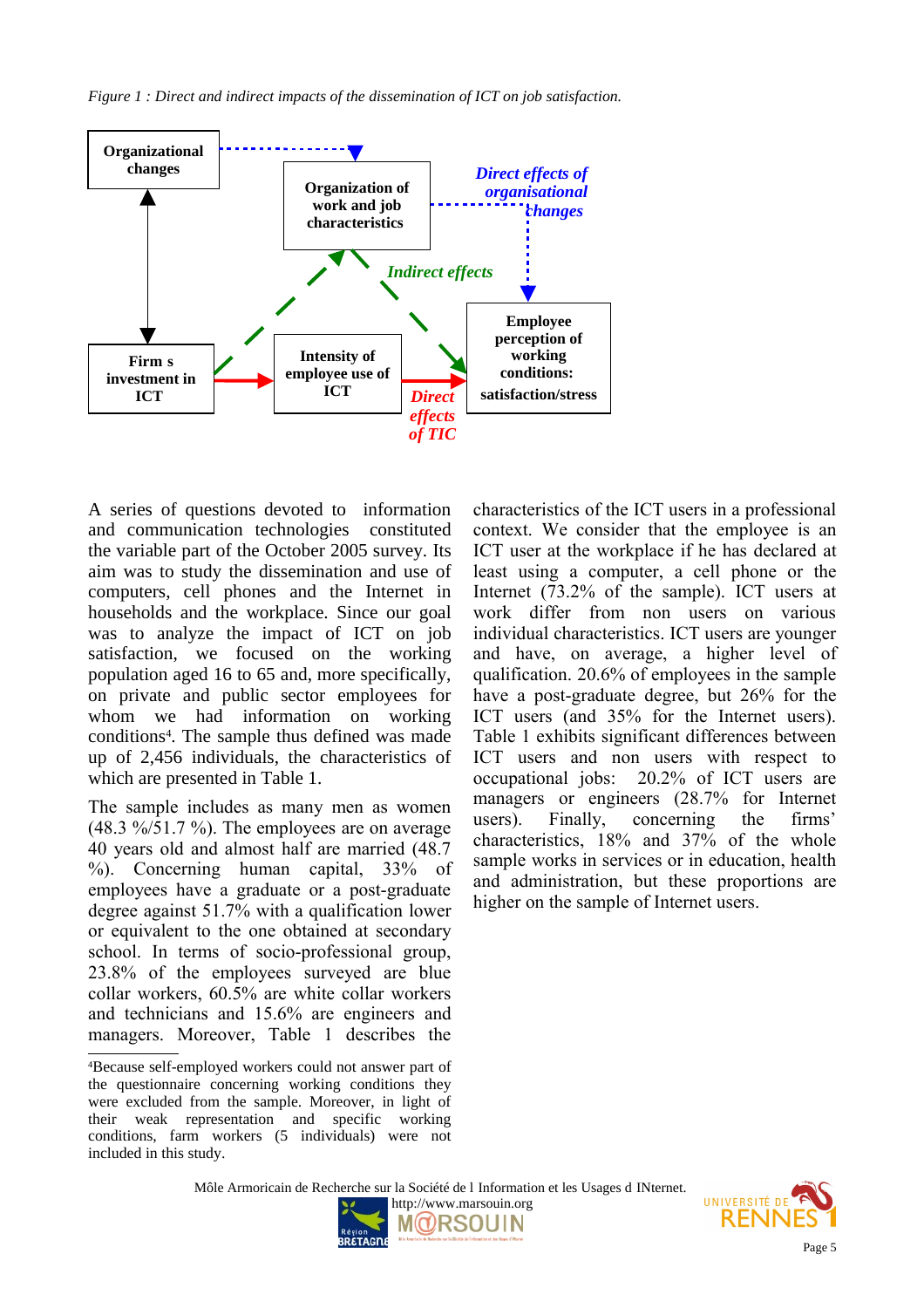*Figure 1 : Direct and indirect impacts of the dissemination of ICT on job satisfaction.*

A series of questions devoted to information and communication technologies constituted the variable part of the October 2005 survey. Its aim was to study the dissemination and use of computers, cell phones and the Internet in households and the workplace. Since our goal was to analyze the impact of ICT on job satisfaction, we focused on the working population aged 16 to 65 and, more specifically, on private and public sector employees for whom we had information on working conditions[4]. The sample thus defined was made up of 2,456 individuals, the characteristics of which are presented in Table 1.

The sample includes as many men as women (48.3 %/51.7 %). The employees are on average 40 years old and almost half are married (48.7 %). Concerning human capital, 33% of employees have a graduate or a post-graduate degree against 51.7% with a qualification lower or equivalent to the one obtained at secondary school. In terms of socio-professional group, 23.8% of the employees surveyed are blue collar workers, 60.5% are white collar workers and technicians and 15.6% are engineers and managers. Moreover, Table 1 describes the characteristics of the ICT users in a professional context. We consider that the employee is an ICT user at the workplace if he has declared at least using a computer, a cell phone or the Internet (73.2% of the sample). ICT users at work differ from non users on various individual characteristics. ICT users are younger and have, on average, a higher level of qualification. 20.6% of employees in the sample have a post-graduate degree, but 26% for the ICT users (and 35% for the Internet users). Table 1 exhibits significant differences between ICT users and non users with respect to occupational jobs: 20.2% of ICT users are managers or engineers (28.7% for Internet users). Finally, concerning the firms' characteristics, 18% and 37% of the whole sample works in services or in education, health and administration, but these proportions are higher on the sample of Internet users.

[4]Because self-employed workers could not answer part of the questionnaire concerning working conditions they were excluded from the sample. Moreover, in light of their weak representation and specific working conditions, farm workers (5 individuals) were not included in this study.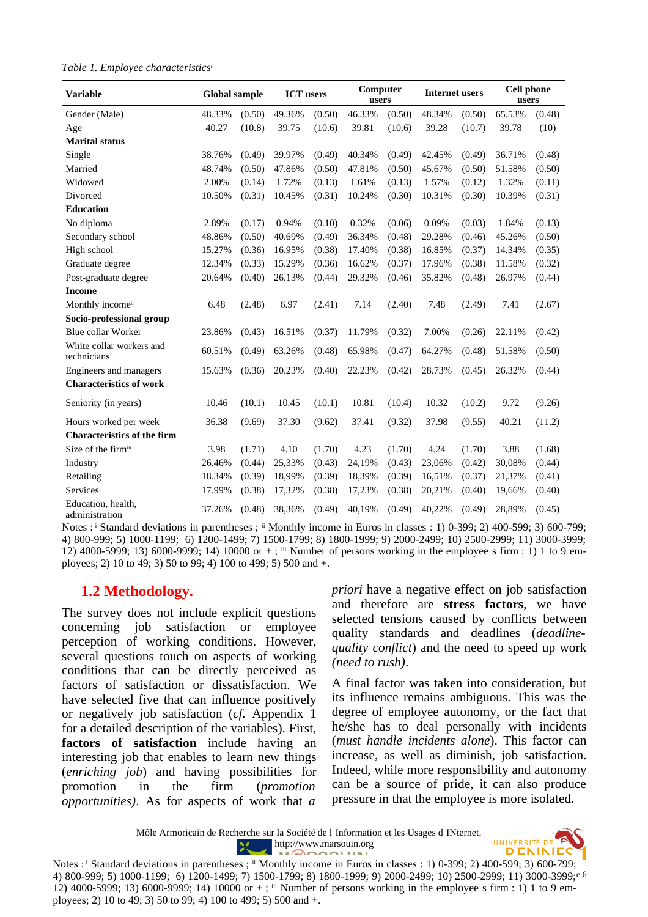*Table 1. Employee characteristics*[i]

| Variable | Global sample | | ICT users | | Computer users | | Internet users | | Cell phone users | |
|---|---|---|---|---|---|---|---|---|---|---|
| Gender (Male) | 48.33% | (0.50) | 49.36% | (0.50) | 46.33% | (0.50) | 48.34% | (0.50) | 65.53% | (0.48) |
| Age | 40.27 | (10.8) | 39.75 | (10.6) | 39.81 | (10.6) | 39.28 | (10.7) | 39.78 | (10) |
| **Marital status** | | | | | | | | | | |
| Single | 38.76% | (0.49) | 39.97% | (0.49) | 40.34% | (0.49) | 42.45% | (0.49) | 36.71% | (0.48) |
| Married | 48.74% | (0.50) | 47.86% | (0.50) | 47.81% | (0.50) | 45.67% | (0.50) | 51.58% | (0.50) |
| Widowed | 2.00% | (0.14) | 1.72% | (0.13) | 1.61% | (0.13) | 1.57% | (0.12) | 1.32% | (0.11) |
| Divorced | 10.50% | (0.31) | 10.45% | (0.31) | 10.24% | (0.30) | 10.31% | (0.30) | 10.39% | (0.31) |
| **Education** | | | | | | | | | | |
| No diploma | 2.89% | (0.17) | 0.94% | (0.10) | 0.32% | (0.06) | 0.09% | (0.03) | 1.84% | (0.13) |
| Secondary school | 48.86% | (0.50) | 40.69% | (0.49) | 36.34% | (0.48) | 29.28% | (0.46) | 45.26% | (0.50) |
| High school | 15.27% | (0.36) | 16.95% | (0.38) | 17.40% | (0.38) | 16.85% | (0.37) | 14.34% | (0.35) |
| Graduate degree | 12.34% | (0.33) | 15.29% | (0.36) | 16.62% | (0.37) | 17.96% | (0.38) | 11.58% | (0.32) |
| Post-graduate degree | 20.64% | (0.40) | 26.13% | (0.44) | 29.32% | (0.46) | 35.82% | (0.48) | 26.97% | (0.44) |
| **Income** | | | | | | | | | | |
| Monthly income[ii] | 6.48 | (2.48) | 6.97 | (2.41) | 7.14 | (2.40) | 7.48 | (2.49) | 7.41 | (2.67) |
| **Socio-professional group** | | | | | | | | | | |
| Blue collar Worker | 23.86% | (0.43) | 16.51% | (0.37) | 11.79% | (0.32) | 7.00% | (0.26) | 22.11% | (0.42) |
| White collar workers and technicians | 60.51% | (0.49) | 63.26% | (0.48) | 65.98% | (0.47) | 64.27% | (0.48) | 51.58% | (0.50) |
| Engineers and managers | 15.63% | (0.36) | 20.23% | (0.40) | 22.23% | (0.42) | 28.73% | (0.45) | 26.32% | (0.44) |
| **Characteristics of work** | | | | | | | | | | |
| Seniority (in years) | 10.46 | (10.1) | 10.45 | (10.1) | 10.81 | (10.4) | 10.32 | (10.2) | 9.72 | (9.26) |
| Hours worked per week | 36.38 | (9.69) | 37.30 | (9.62) | 37.41 | (9.32) | 37.98 | (9.55) | 40.21 | (11.2) |
| **Characteristics of the firm** | | | | | | | | | | |
| Size of the firm[iii] | 3.98 | (1.71) | 4.10 | (1.70) | 4.23 | (1.70) | 4.24 | (1.70) | 3.88 | (1.68) |
| Industry | 26.46% | (0.44) | 25,33% | (0.43) | 24,19% | (0.43) | 23,06% | (0.42) | 30,08% | (0.44) |
| Retailing | 18.34% | (0.39) | 18,99% | (0.39) | 18,39% | (0.39) | 16,51% | (0.37) | 21,37% | (0.41) |
| Services | 17.99% | (0.38) | 17,32% | (0.38) | 17,23% | (0.38) | 20,21% | (0.40) | 19,66% | (0.40) |
| Education, health, administration | 37.26% | (0.48) | 38,36% | (0.49) | 40,19% | (0.49) | 40,22% | (0.49) | 28,89% | (0.45) |

Notes : [i] Standard deviations in parentheses ; [ii] Monthly income in Euros in classes : 1) 0-399; 2) 400-599; 3) 600-799; 4) 800-999; 5) 1000-1199; 6) 1200-1499; 7) 1500-1799; 8) 1800-1999; 9) 2000-2499; 10) 2500-2999; 11) 3000-3999; 12) 4000-5999; 13) 6000-9999; 14) 10000 or + ; [iii] Number of persons working in the employee s firm : 1) 1 to 9 employees; 2) 10 to 49; 3) 50 to 99; 4) 100 to 499; 5) 500 and +.

## 1.2 Methodology.

The survey does not include explicit questions concerning job satisfaction or employee perception of working conditions. However, several questions touch on aspects of working conditions that can be directly perceived as factors of satisfaction or dissatisfaction. We have selected five that can influence positively or negatively job satisfaction (*cf.* Appendix 1 for a detailed description of the variables). First, **factors of satisfaction** include having an interesting job that enables to learn new things (*enriching job*) and having possibilities for promotion in the firm (*promotion opportunities)*. As for aspects of work that *a priori* have a negative effect on job satisfaction and therefore are **stress factors**, we have selected tensions caused by conflicts between quality standards and deadlines (*deadline-quality conflict*) and the need to speed up work *(need to rush)*.

A final factor was taken into consideration, but its influence remains ambiguous. This was the degree of employee autonomy, or the fact that he/she has to deal personally with incidents (*must handle incidents alone*). This factor can increase, as well as diminish, job satisfaction. Indeed, while more responsibility and autonomy can be a source of pride, it can also produce pressure in that the employee is more isolated.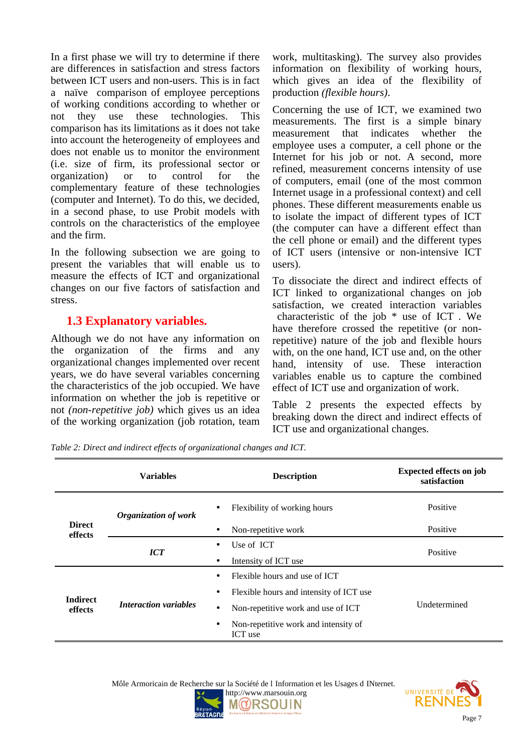In a first phase we will try to determine if there are differences in satisfaction and stress factors between ICT users and non-users. This is in fact a naïve comparison of employee perceptions of working conditions according to whether or not they use these technologies. This comparison has its limitations as it does not take into account the heterogeneity of employees and does not enable us to monitor the environment (i.e. size of firm, its professional sector or organization) or to control for the complementary feature of these technologies (computer and Internet). To do this, we decided, in a second phase, to use Probit models with controls on the characteristics of the employee and the firm.

In the following subsection we are going to present the variables that will enable us to measure the effects of ICT and organizational changes on our five factors of satisfaction and stress.

## 1.3 Explanatory variables.

Although we do not have any information on the organization of the firms and any organizational changes implemented over recent years, we do have several variables concerning the characteristics of the job occupied. We have information on whether the job is repetitive or not *(non-repetitive job)* which gives us an idea of the working organization (job rotation, team work, multitasking). The survey also provides information on flexibility of working hours, which gives an idea of the flexibility of production *(flexible hours)*.

Concerning the use of ICT, we examined two measurements. The first is a simple binary measurement that indicates whether the employee uses a computer, a cell phone or the Internet for his job or not. A second, more refined, measurement concerns intensity of use of computers, email (one of the most common Internet usage in a professional context) and cell phones. These different measurements enable us to isolate the impact of different types of ICT (the computer can have a different effect than the cell phone or email) and the different types of ICT users (intensive or non-intensive ICT users).

To dissociate the direct and indirect effects of ICT linked to organizational changes on job satisfaction, we created interaction variables characteristic of the job * use of ICT . We have therefore crossed the repetitive (or non-repetitive) nature of the job and flexible hours with, on the one hand, ICT use and, on the other hand, intensity of use. These interaction variables enable us to capture the combined effect of ICT use and organization of work.

Table 2 presents the expected effects by breaking down the direct and indirect effects of ICT use and organizational changes.

*Table 2: Direct and indirect effects of organizational changes and ICT.*

| | Variables | Description | Expected effects on job satisfaction |
|---|---|---|---|
| **Direct effects** | ***Organization of work*** | • Flexibility of working hours | Positive |
| | | • Non-repetitive work | Positive |
| | ***ICT*** | • Use of ICT<br>• Intensity of ICT use | Positive |
| **Indirect effects** | ***Interaction variables*** | • Flexible hours and use of ICT<br>• Flexible hours and intensity of ICT use<br>• Non-repetitive work and use of ICT<br>• Non-repetitive work and intensity of ICT use | Undetermined |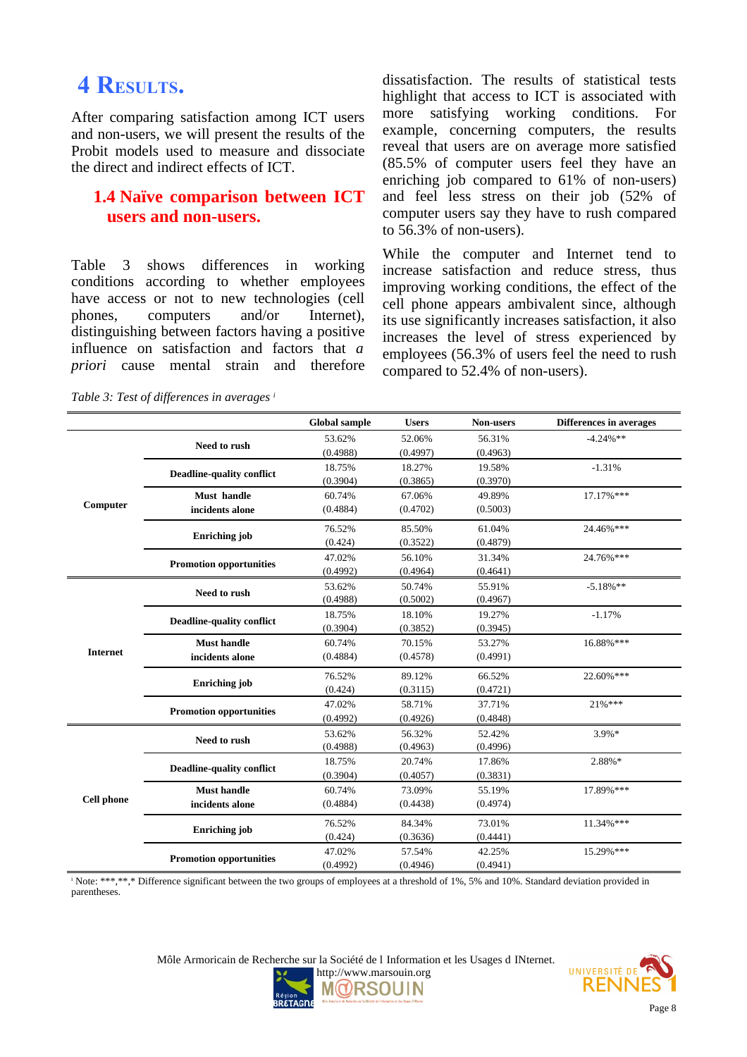# 4 RESULTS.

After comparing satisfaction among ICT users and non-users, we will present the results of the Probit models used to measure and dissociate the direct and indirect effects of ICT.

## 1.4 Naïve comparison between ICT users and non-users.

Table 3 shows differences in working conditions according to whether employees have access or not to new technologies (cell phones, computers and/or Internet), distinguishing between factors having a positive influence on satisfaction and factors that *a priori* cause mental strain and therefore dissatisfaction. The results of statistical tests highlight that access to ICT is associated with more satisfying working conditions. For example, concerning computers, the results reveal that users are on average more satisfied (85.5% of computer users feel they have an enriching job compared to 61% of non-users) and feel less stress on their job (52% of computer users say they have to rush compared to 56.3% of non-users).

While the computer and Internet tend to increase satisfaction and reduce stress, thus improving working conditions, the effect of the cell phone appears ambivalent since, although its use significantly increases satisfaction, it also increases the level of stress experienced by employees (56.3% of users feel the need to rush compared to 52.4% of non-users).

*Table 3: Test of differences in averages* [i]

| | | Global sample | Users | Non-users | Differences in averages |
|---|---|---|---|---|---|
| **Computer** | **Need to rush** | 53.62% (0.4988) | 52.06% (0.4997) | 56.31% (0.4963) | -4.24%** |
| | **Deadline-quality conflict** | 18.75% (0.3904) | 18.27% (0.3865) | 19.58% (0.3970) | -1.31% |
| | **Must handle incidents alone** | 60.74% (0.4884) | 67.06% (0.4702) | 49.89% (0.5003) | 17.17%*** |
| | **Enriching job** | 76.52% (0.424) | 85.50% (0.3522) | 61.04% (0.4879) | 24.46%*** |
| | **Promotion opportunities** | 47.02% (0.4992) | 56.10% (0.4964) | 31.34% (0.4641) | 24.76%*** |
| **Internet** | **Need to rush** | 53.62% (0.4988) | 50.74% (0.5002) | 55.91% (0.4967) | -5.18%** |
| | **Deadline-quality conflict** | 18.75% (0.3904) | 18.10% (0.3852) | 19.27% (0.3945) | -1.17% |
| | **Must handle incidents alone** | 60.74% (0.4884) | 70.15% (0.4578) | 53.27% (0.4991) | 16.88%*** |
| | **Enriching job** | 76.52% (0.424) | 89.12% (0.3115) | 66.52% (0.4721) | 22.60%*** |
| | **Promotion opportunities** | 47.02% (0.4992) | 58.71% (0.4926) | 37.71% (0.4848) | 21%*** |
| **Cell phone** | **Need to rush** | 53.62% (0.4988) | 56.32% (0.4963) | 52.42% (0.4996) | 3.9%* |
| | **Deadline-quality conflict** | 18.75% (0.3904) | 20.74% (0.4057) | 17.86% (0.3831) | 2.88%* |
| | **Must handle incidents alone** | 60.74% (0.4884) | 73.09% (0.4438) | 55.19% (0.4974) | 17.89%*** |
| | **Enriching job** | 76.52% (0.424) | 84.34% (0.3636) | 73.01% (0.4441) | 11.34%*** |
| | **Promotion opportunities** | 47.02% (0.4992) | 57.54% (0.4946) | 42.25% (0.4941) | 15.29%*** |

[i] Note: ***,**,* Difference significant between the two groups of employees at a threshold of 1%, 5% and 10%. Standard deviation provided in parentheses.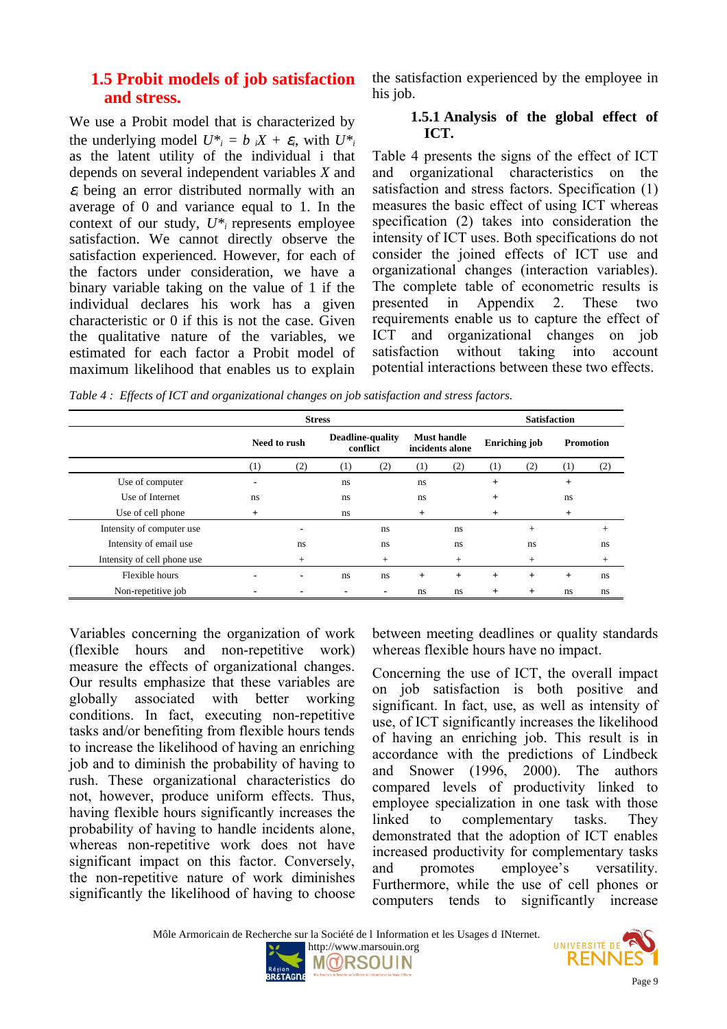## 1.5 Probit models of job satisfaction and stress.

We use a Probit model that is characterized by the underlying model $U^*_i = b_i X + \varepsilon_i$, with $U^*_i$ as the latent utility of the individual i that depends on several independent variables $X$ and $\varepsilon_i$ being an error distributed normally with an average of 0 and variance equal to 1. In the context of our study, $U^*_i$ represents employee satisfaction. We cannot directly observe the satisfaction experienced. However, for each of the factors under consideration, we have a binary variable taking on the value of 1 if the individual declares his work has a given characteristic or 0 if this is not the case. Given the qualitative nature of the variables, we estimated for each factor a Probit model of maximum likelihood that enables us to explain the satisfaction experienced by the employee in his job.

### 1.5.1 Analysis of the global effect of ICT.

Table 4 presents the signs of the effect of ICT and organizational characteristics on the satisfaction and stress factors. Specification (1) measures the basic effect of using ICT whereas specification (2) takes into consideration the intensity of ICT uses. Both specifications do not consider the joined effects of ICT use and organizational changes (interaction variables). The complete table of econometric results is presented in Appendix 2. These two requirements enable us to capture the effect of ICT and organizational changes on job satisfaction without taking into account potential interactions between these two effects.

*Table 4 : Effects of ICT and organizational changes on job satisfaction and stress factors.*

| | Stress | | | | | | Satisfaction | | | |
|---|---|---|---|---|---|---|---|---|---|---|
| | Need to rush | | Deadline-quality conflict | | Must handle incidents alone | | Enriching job | | Promotion | |
| | (1) | (2) | (1) | (2) | (1) | (2) | (1) | (2) | (1) | (2) |
| Use of computer | - | | ns | | ns | | + | | + | |
| Use of Internet | ns | | ns | | ns | | + | | ns | |
| Use of cell phone | + | | ns | | + | | + | | + | |
| Intensity of computer use | | - | | ns | | ns | | + | | + |
| Intensity of email use | | ns | | ns | | ns | | ns | | ns |
| Intensity of cell phone use | | + | | + | | + | | + | | + |
| Flexible hours | - | - | ns | ns | + | + | + | + | + | ns |
| Non-repetitive job | - | - | - | - | ns | ns | + | + | ns | ns |

Variables concerning the organization of work (flexible hours and non-repetitive work) measure the effects of organizational changes. Our results emphasize that these variables are globally associated with better working conditions. In fact, executing non-repetitive tasks and/or benefiting from flexible hours tends to increase the likelihood of having an enriching job and to diminish the probability of having to rush. These organizational characteristics do not, however, produce uniform effects. Thus, having flexible hours significantly increases the probability of having to handle incidents alone, whereas non-repetitive work does not have significant impact on this factor. Conversely, the non-repetitive nature of work diminishes significantly the likelihood of having to choose between meeting deadlines or quality standards whereas flexible hours have no impact.

Concerning the use of ICT, the overall impact on job satisfaction is both positive and significant. In fact, use, as well as intensity of use, of ICT significantly increases the likelihood of having an enriching job. This result is in accordance with the predictions of Lindbeck and Snower (1996, 2000). The authors compared levels of productivity linked to employee specialization in one task with those linked to complementary tasks. They demonstrated that the adoption of ICT enables increased productivity for complementary tasks and promotes employee's versatility. Furthermore, while the use of cell phones or computers tends to significantly increase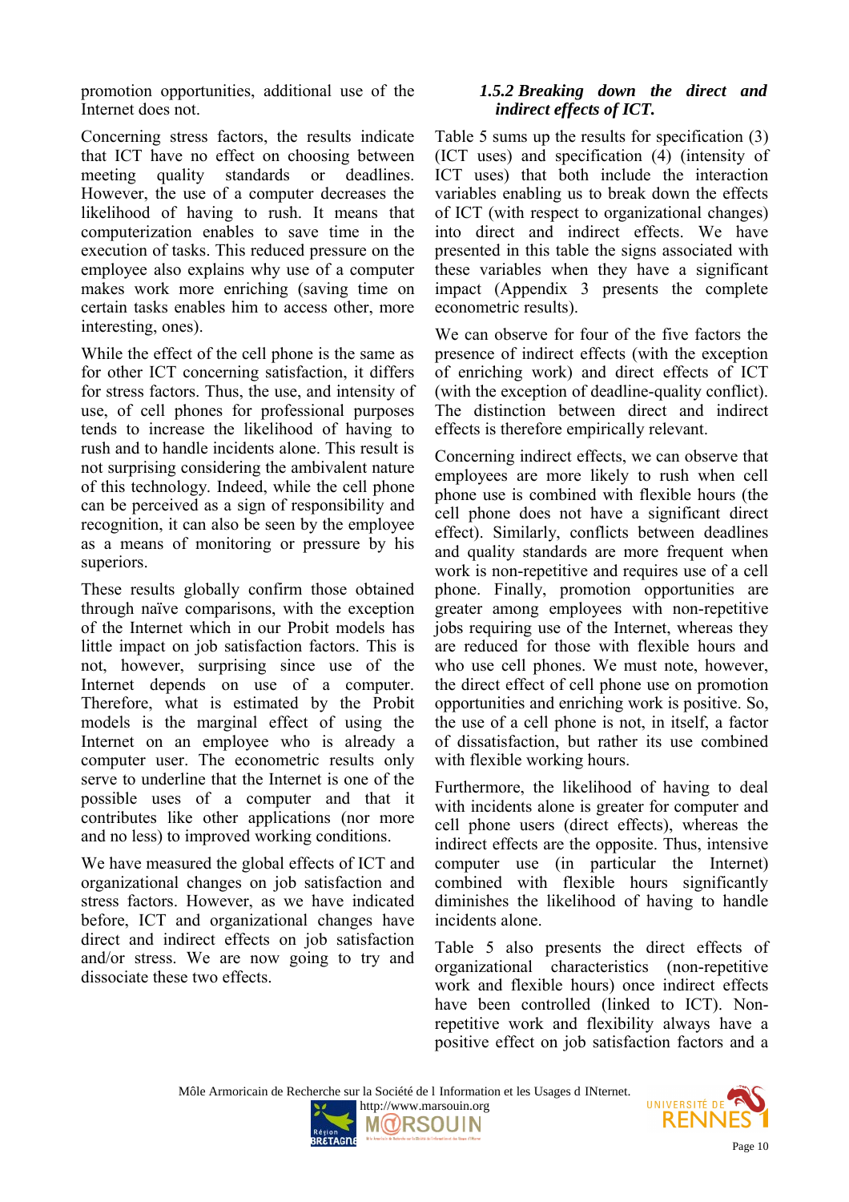promotion opportunities, additional use of the Internet does not.

Concerning stress factors, the results indicate that ICT have no effect on choosing between meeting quality standards or deadlines. However, the use of a computer decreases the likelihood of having to rush. It means that computerization enables to save time in the execution of tasks. This reduced pressure on the employee also explains why use of a computer makes work more enriching (saving time on certain tasks enables him to access other, more interesting, ones).

While the effect of the cell phone is the same as for other ICT concerning satisfaction, it differs for stress factors. Thus, the use, and intensity of use, of cell phones for professional purposes tends to increase the likelihood of having to rush and to handle incidents alone. This result is not surprising considering the ambivalent nature of this technology. Indeed, while the cell phone can be perceived as a sign of responsibility and recognition, it can also be seen by the employee as a means of monitoring or pressure by his superiors.

These results globally confirm those obtained through naïve comparisons, with the exception of the Internet which in our Probit models has little impact on job satisfaction factors. This is not, however, surprising since use of the Internet depends on use of a computer. Therefore, what is estimated by the Probit models is the marginal effect of using the Internet on an employee who is already a computer user. The econometric results only serve to underline that the Internet is one of the possible uses of a computer and that it contributes like other applications (nor more and no less) to improved working conditions.

We have measured the global effects of ICT and organizational changes on job satisfaction and stress factors. However, as we have indicated before, ICT and organizational changes have direct and indirect effects on job satisfaction and/or stress. We are now going to try and dissociate these two effects.

### *1.5.2 Breaking down the direct and indirect effects of ICT.*

Table 5 sums up the results for specification (3) (ICT uses) and specification (4) (intensity of ICT uses) that both include the interaction variables enabling us to break down the effects of ICT (with respect to organizational changes) into direct and indirect effects. We have presented in this table the signs associated with these variables when they have a significant impact (Appendix 3 presents the complete econometric results).

We can observe for four of the five factors the presence of indirect effects (with the exception of enriching work) and direct effects of ICT (with the exception of deadline-quality conflict). The distinction between direct and indirect effects is therefore empirically relevant.

Concerning indirect effects, we can observe that employees are more likely to rush when cell phone use is combined with flexible hours (the cell phone does not have a significant direct effect). Similarly, conflicts between deadlines and quality standards are more frequent when work is non-repetitive and requires use of a cell phone. Finally, promotion opportunities are greater among employees with non-repetitive jobs requiring use of the Internet, whereas they are reduced for those with flexible hours and who use cell phones. We must note, however, the direct effect of cell phone use on promotion opportunities and enriching work is positive. So, the use of a cell phone is not, in itself, a factor of dissatisfaction, but rather its use combined with flexible working hours.

Furthermore, the likelihood of having to deal with incidents alone is greater for computer and cell phone users (direct effects), whereas the indirect effects are the opposite. Thus, intensive computer use (in particular the Internet) combined with flexible hours significantly diminishes the likelihood of having to handle incidents alone.

Table 5 also presents the direct effects of organizational characteristics (non-repetitive work and flexible hours) once indirect effects have been controlled (linked to ICT). Non-repetitive work and flexibility always have a positive effect on job satisfaction factors and a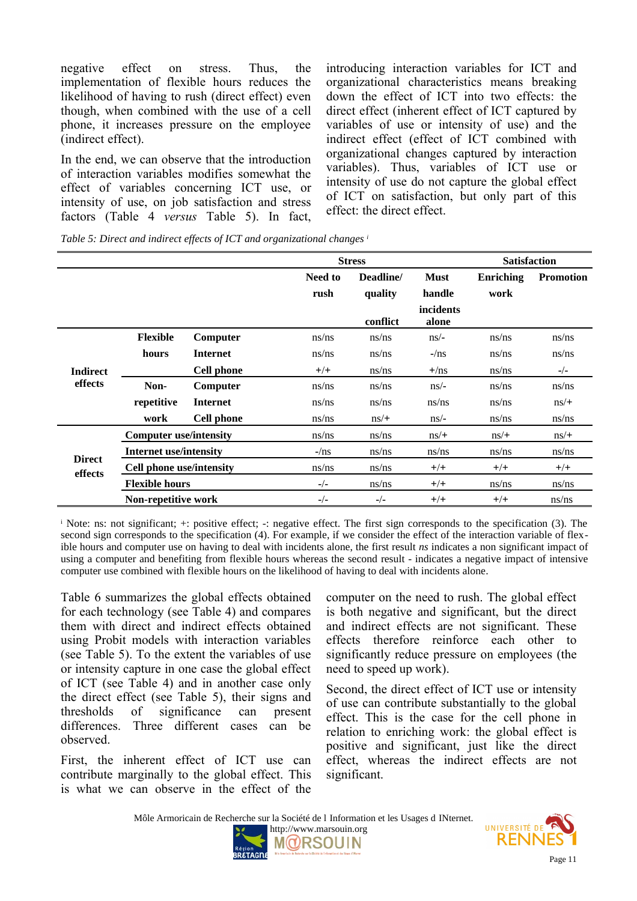negative effect on stress. Thus, the implementation of flexible hours reduces the likelihood of having to rush (direct effect) even though, when combined with the use of a cell phone, it increases pressure on the employee (indirect effect).

In the end, we can observe that the introduction of interaction variables modifies somewhat the effect of variables concerning ICT use, or intensity of use, on job satisfaction and stress factors (Table 4 *versus* Table 5). In fact, introducing interaction variables for ICT and organizational characteristics means breaking down the effect of ICT into two effects: the direct effect (inherent effect of ICT captured by variables of use or intensity of use) and the indirect effect (effect of ICT combined with organizational changes captured by interaction variables). Thus, variables of ICT use or intensity of use do not capture the global effect of ICT on satisfaction, but only part of this effect: the direct effect.

*Table 5: Direct and indirect effects of ICT and organizational changes* [i]

| | | | Stress | | | Satisfaction | |
|---|---|---|---|---|---|---|---|
| | | | Need to rush | Deadline/ quality conflict | Must handle incidents alone | Enriching work | Promotion |
| Indirect effects | Flexible hours | Computer | ns/ns | ns/ns | ns/- | ns/ns | ns/ns |
| | | Internet | ns/ns | ns/ns | -/ns | ns/ns | ns/ns |
| | | Cell phone | +/+ | ns/ns | +/ns | ns/ns | -/- |
| | Non-repetitive work | Computer | ns/ns | ns/ns | ns/- | ns/ns | ns/ns |
| | | Internet | ns/ns | ns/ns | ns/ns | ns/ns | ns/+ |
| | | Cell phone | ns/ns | ns/+ | ns/- | ns/ns | ns/ns |
| Direct effects | Computer use/intensity | | ns/ns | ns/ns | ns/+ | ns/+ | ns/+ |
| | Internet use/intensity | | -/ns | ns/ns | ns/ns | ns/ns | ns/ns |
| | Cell phone use/intensity | | ns/ns | ns/ns | +/+ | +/+ | +/+ |
| | Flexible hours | | -/- | ns/ns | +/+ | ns/ns | ns/ns |
| | Non-repetitive work | | -/- | -/- | +/+ | +/+ | ns/ns |

[i] Note: ns: not significant; +: positive effect; -: negative effect. The first sign corresponds to the specification (3). The second sign corresponds to the specification (4). For example, if we consider the effect of the interaction variable of flexible hours and computer use on having to deal with incidents alone, the first result *ns* indicates a non significant impact of using a computer and benefiting from flexible hours whereas the second result - indicates a negative impact of intensive computer use combined with flexible hours on the likelihood of having to deal with incidents alone.

Table 6 summarizes the global effects obtained for each technology (see Table 4) and compares them with direct and indirect effects obtained using Probit models with interaction variables (see Table 5). To the extent the variables of use or intensity capture in one case the global effect of ICT (see Table 4) and in another case only the direct effect (see Table 5), their signs and thresholds of significance can present differences. Three different cases can be observed.

First, the inherent effect of ICT use can contribute marginally to the global effect. This is what we can observe in the effect of the computer on the need to rush. The global effect is both negative and significant, but the direct and indirect effects are not significant. These effects therefore reinforce each other to significantly reduce pressure on employees (the need to speed up work).

Second, the direct effect of ICT use or intensity of use can contribute substantially to the global effect. This is the case for the cell phone in relation to enriching work: the global effect is positive and significant, just like the direct effect, whereas the indirect effects are not significant.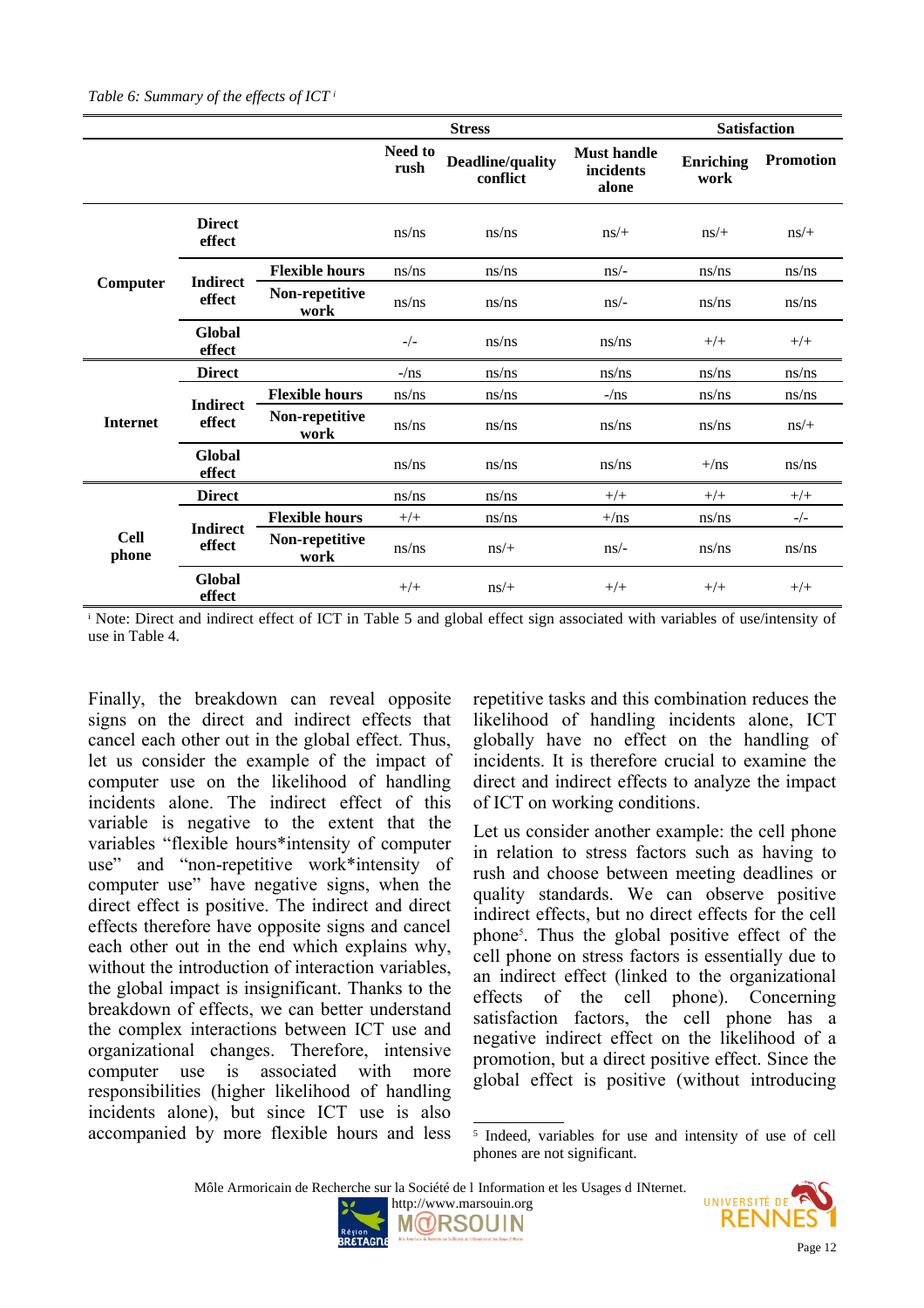*Table 6: Summary of the effects of ICT* [i]

| | | | Stress | | | Satisfaction | |
|---|---|---|---|---|---|---|---|
| | | | **Need to rush** | **Deadline/quality conflict** | **Must handle incidents alone** | **Enriching work** | **Promotion** |
| **Computer** | **Direct effect** | | ns/ns | ns/ns | ns/+ | ns/+ | ns/+ |
| | **Indirect effect** | **Flexible hours** | ns/ns | ns/ns | ns/- | ns/ns | ns/ns |
| | | **Non-repetitive work** | ns/ns | ns/ns | ns/- | ns/ns | ns/ns |
| | **Global effect** | | -/- | ns/ns | ns/ns | +/+ | +/+ |
| **Internet** | **Direct** | | -/ns | ns/ns | ns/ns | ns/ns | ns/ns |
| | **Indirect effect** | **Flexible hours** | ns/ns | ns/ns | -/ns | ns/ns | ns/ns |
| | | **Non-repetitive work** | ns/ns | ns/ns | ns/ns | ns/ns | ns/+ |
| | **Global effect** | | ns/ns | ns/ns | ns/ns | +/ns | ns/ns |
| **Cell phone** | **Direct** | | ns/ns | ns/ns | +/+ | +/+ | +/+ |
| | **Indirect effect** | **Flexible hours** | +/+ | ns/ns | +/ns | ns/ns | -/- |
| | | **Non-repetitive work** | ns/ns | ns/+ | ns/- | ns/ns | ns/ns |
| | **Global effect** | | +/+ | ns/+ | +/+ | +/+ | +/+ |

[i] Note: Direct and indirect effect of ICT in Table 5 and global effect sign associated with variables of use/intensity of use in Table 4.

Finally, the breakdown can reveal opposite signs on the direct and indirect effects that cancel each other out in the global effect. Thus, let us consider the example of the impact of computer use on the likelihood of handling incidents alone. The indirect effect of this variable is negative to the extent that the variables "flexible hours*intensity of computer use" and "non-repetitive work*intensity of computer use" have negative signs, when the direct effect is positive. The indirect and direct effects therefore have opposite signs and cancel each other out in the end which explains why, without the introduction of interaction variables, the global impact is insignificant. Thanks to the breakdown of effects, we can better understand the complex interactions between ICT use and organizational changes. Therefore, intensive computer use is associated with more responsibilities (higher likelihood of handling incidents alone), but since ICT use is also accompanied by more flexible hours and less repetitive tasks and this combination reduces the likelihood of handling incidents alone, ICT globally have no effect on the handling of incidents. It is therefore crucial to examine the direct and indirect effects to analyze the impact of ICT on working conditions.

Let us consider another example: the cell phone in relation to stress factors such as having to rush and choose between meeting deadlines or quality standards. We can observe positive indirect effects, but no direct effects for the cell phone[5]. Thus the global positive effect of the cell phone on stress factors is essentially due to an indirect effect (linked to the organizational effects of the cell phone). Concerning satisfaction factors, the cell phone has a negative indirect effect on the likelihood of a promotion, but a direct positive effect. Since the global effect is positive (without introducing

[5] Indeed, variables for use and intensity of use of cell phones are not significant.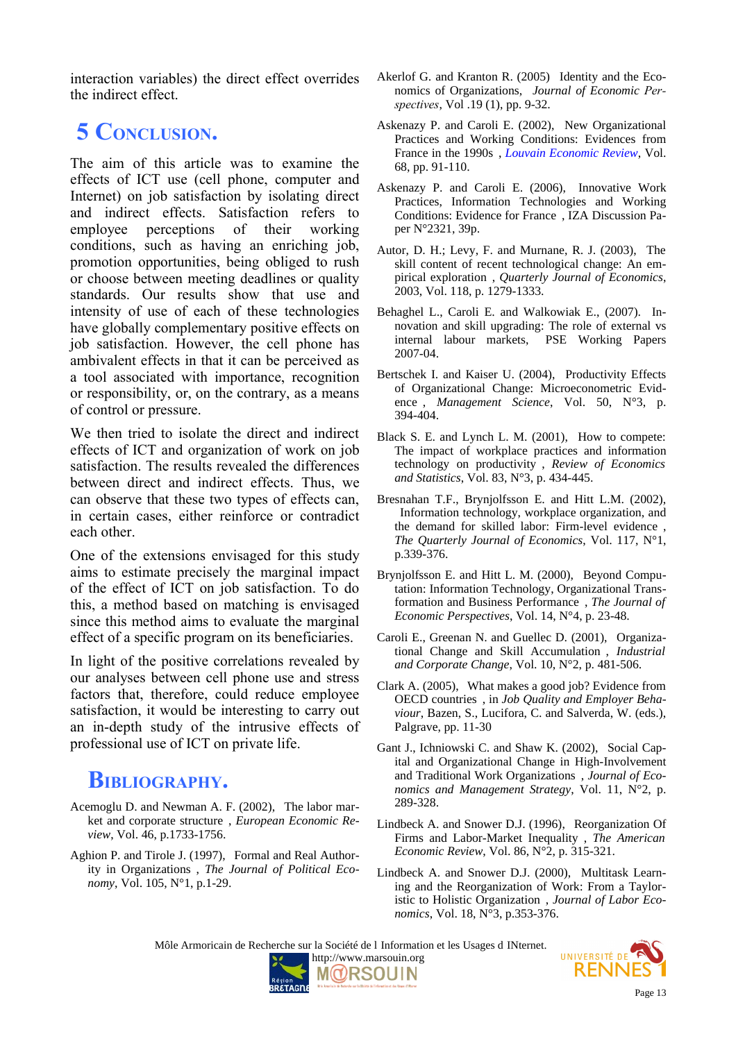interaction variables) the direct effect overrides the indirect effect.

# 5 Conclusion.

The aim of this article was to examine the effects of ICT use (cell phone, computer and Internet) on job satisfaction by isolating direct and indirect effects. Satisfaction refers to employee perceptions of their working conditions, such as having an enriching job, promotion opportunities, being obliged to rush or choose between meeting deadlines or quality standards. Our results show that use and intensity of use of each of these technologies have globally complementary positive effects on job satisfaction. However, the cell phone has ambivalent effects in that it can be perceived as a tool associated with importance, recognition or responsibility, or, on the contrary, as a means of control or pressure.

We then tried to isolate the direct and indirect effects of ICT and organization of work on job satisfaction. The results revealed the differences between direct and indirect effects. Thus, we can observe that these two types of effects can, in certain cases, either reinforce or contradict each other.

One of the extensions envisaged for this study aims to estimate precisely the marginal impact of the effect of ICT on job satisfaction. To do this, a method based on matching is envisaged since this method aims to evaluate the marginal effect of a specific program on its beneficiaries.

In light of the positive correlations revealed by our analyses between cell phone use and stress factors that, therefore, could reduce employee satisfaction, it would be interesting to carry out an in-depth study of the intrusive effects of professional use of ICT on private life.

# Bibliography.

Acemoglu D. and Newman A. F. (2002), The labor market and corporate structure , *European Economic Review*, Vol. 46, p.1733-1756.

Aghion P. and Tirole J. (1997), Formal and Real Authority in Organizations , *The Journal of Political Economy*, Vol. 105, N°1, p.1-29.

Akerlof G. and Kranton R. (2005) Identity and the Economics of Organizations, *Journal of Economic Perspectives*, Vol .19 (1), pp. 9-32.

Askenazy P. and Caroli E. (2002), New Organizational Practices and Working Conditions: Evidences from France in the 1990s , *Louvain Economic Review*, Vol. 68, pp. 91-110.

Askenazy P. and Caroli E. (2006), Innovative Work Practices, Information Technologies and Working Conditions: Evidence for France , IZA Discussion Paper N°2321, 39p.

Autor, D. H.; Levy, F. and Murnane, R. J. (2003), The skill content of recent technological change: An empirical exploration , *Quarterly Journal of Economics*, 2003, Vol. 118, p. 1279-1333.

Behaghel L., Caroli E. and Walkowiak E., (2007). Innovation and skill upgrading: The role of external vs internal labour markets, PSE Working Papers 2007-04.

Bertschek I. and Kaiser U. (2004), Productivity Effects of Organizational Change: Microeconometric Evidence , *Management Science*, Vol. 50, N°3, p. 394-404.

Black S. E. and Lynch L. M. (2001), How to compete: The impact of workplace practices and information technology on productivity , *Review of Economics and Statistics*, Vol. 83, N°3, p. 434-445.

Bresnahan T.F., Brynjolfsson E. and Hitt L.M. (2002), Information technology, workplace organization, and the demand for skilled labor: Firm-level evidence , *The Quarterly Journal of Economics*, Vol. 117, N°1, p.339-376.

Brynjolfsson E. and Hitt L. M. (2000), Beyond Computation: Information Technology, Organizational Transformation and Business Performance , *The Journal of Economic Perspectives*, Vol. 14, N°4, p. 23-48.

Caroli E., Greenan N. and Guellec D. (2001), Organizational Change and Skill Accumulation , *Industrial and Corporate Change*, Vol. 10, N°2, p. 481-506.

Clark A. (2005), What makes a good job? Evidence from OECD countries , in *Job Quality and Employer Behaviour*, Bazen, S., Lucifora, C. and Salverda, W. (eds.), Palgrave, pp. 11-30

Gant J., Ichniowski C. and Shaw K. (2002), Social Capital and Organizational Change in High-Involvement and Traditional Work Organizations , *Journal of Economics and Management Strategy*, Vol. 11, N°2, p. 289-328.

Lindbeck A. and Snower D.J. (1996), Reorganization Of Firms and Labor-Market Inequality , *The American Economic Review*, Vol. 86, N°2, p. 315-321.

Lindbeck A. and Snower D.J. (2000), Multitask Learning and the Reorganization of Work: From a Tayloristic to Holistic Organization , *Journal of Labor Economics*, Vol. 18, N°3, p.353-376.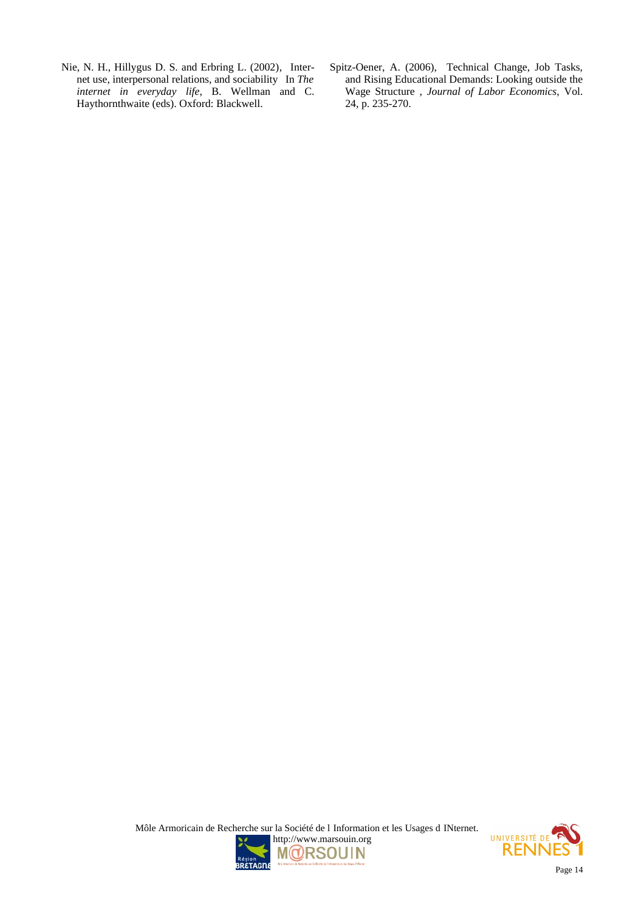Nie, N. H., Hillygus D. S. and Erbring L. (2002), Internet use, interpersonal relations, and sociability In *The internet in everyday life*, B. Wellman and C. Haythornthwaite (eds). Oxford: Blackwell.

Spitz-Oener, A. (2006), Technical Change, Job Tasks, and Rising Educational Demands: Looking outside the Wage Structure , *Journal of Labor Economics*, Vol. 24, p. 235-270.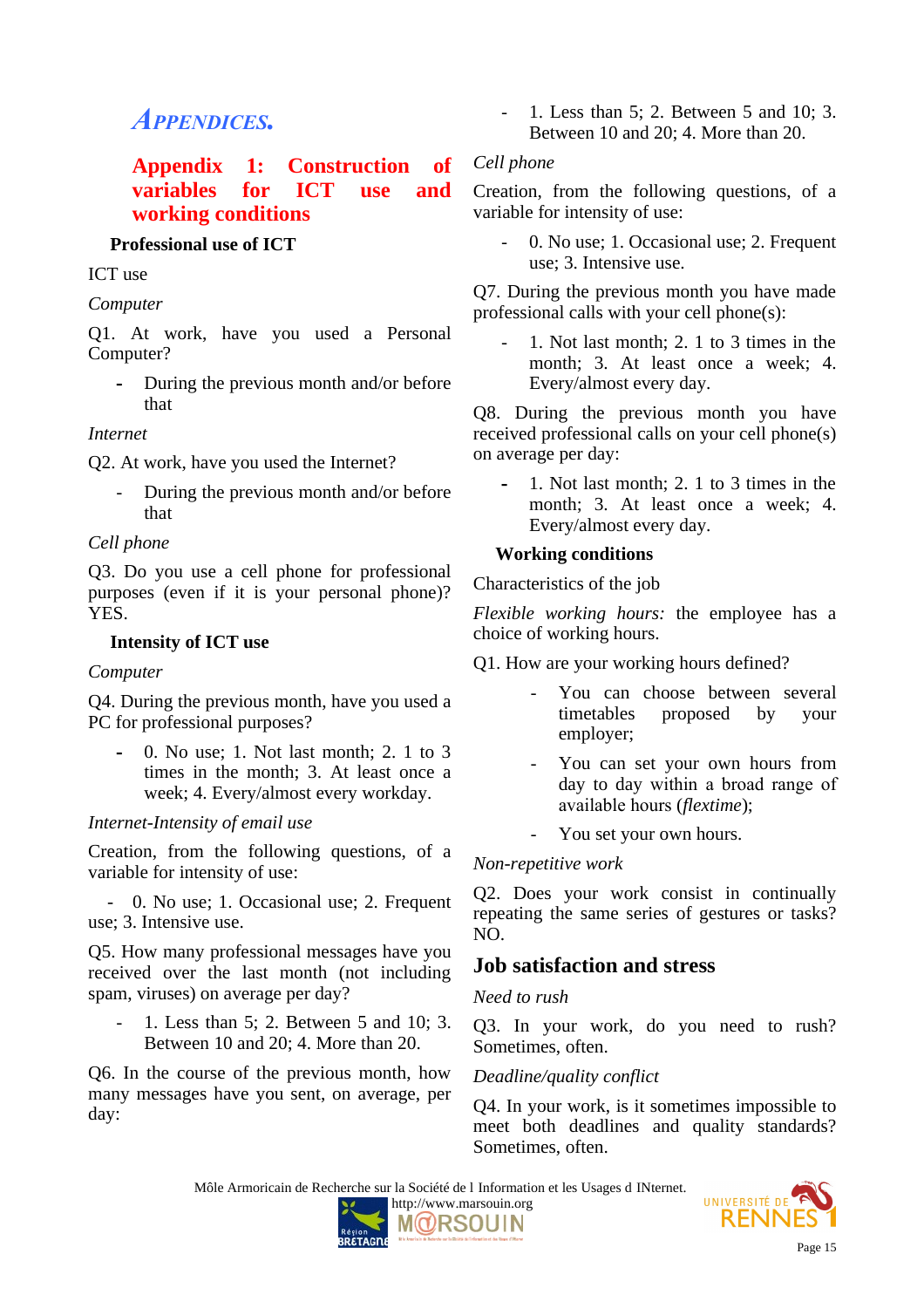# *Appendices.*

## Appendix 1: Construction of variables for ICT use and working conditions

### Professional use of ICT

ICT use

*Computer*

Q1. At work, have you used a Personal Computer?

- During the previous month and/or before that

*Internet*

Q2. At work, have you used the Internet?

- During the previous month and/or before that

*Cell phone*

Q3. Do you use a cell phone for professional purposes (even if it is your personal phone)? YES.

### Intensity of ICT use

*Computer*

Q4. During the previous month, have you used a PC for professional purposes?

- 0. No use; 1. Not last month; 2. 1 to 3 times in the month; 3. At least once a week; 4. Every/almost every workday.

*Internet-Intensity of email use*

Creation, from the following questions, of a variable for intensity of use:

- 0. No use; 1. Occasional use; 2. Frequent use; 3. Intensive use.

Q5. How many professional messages have you received over the last month (not including spam, viruses) on average per day?

- 1. Less than 5; 2. Between 5 and 10; 3. Between 10 and 20; 4. More than 20.

Q6. In the course of the previous month, how many messages have you sent, on average, per day:

- 1. Less than 5; 2. Between 5 and 10; 3. Between 10 and 20; 4. More than 20.

*Cell phone*

Creation, from the following questions, of a variable for intensity of use:

- 0. No use; 1. Occasional use; 2. Frequent use; 3. Intensive use.

Q7. During the previous month you have made professional calls with your cell phone(s):

- 1. Not last month; 2. 1 to 3 times in the month; 3. At least once a week; 4. Every/almost every day.

Q8. During the previous month you have received professional calls on your cell phone(s) on average per day:

- 1. Not last month; 2. 1 to 3 times in the month; 3. At least once a week; 4. Every/almost every day.

### Working conditions

Characteristics of the job

*Flexible working hours:* the employee has a choice of working hours.

Q1. How are your working hours defined?

- You can choose between several timetables proposed by your employer;
- You can set your own hours from day to day within a broad range of available hours (*flextime*);
- You set your own hours.

*Non-repetitive work*

Q2. Does your work consist in continually repeating the same series of gestures or tasks? NO.

## Job satisfaction and stress

*Need to rush*

Q3. In your work, do you need to rush? Sometimes, often.

*Deadline/quality conflict*

Q4. In your work, is it sometimes impossible to meet both deadlines and quality standards? Sometimes, often.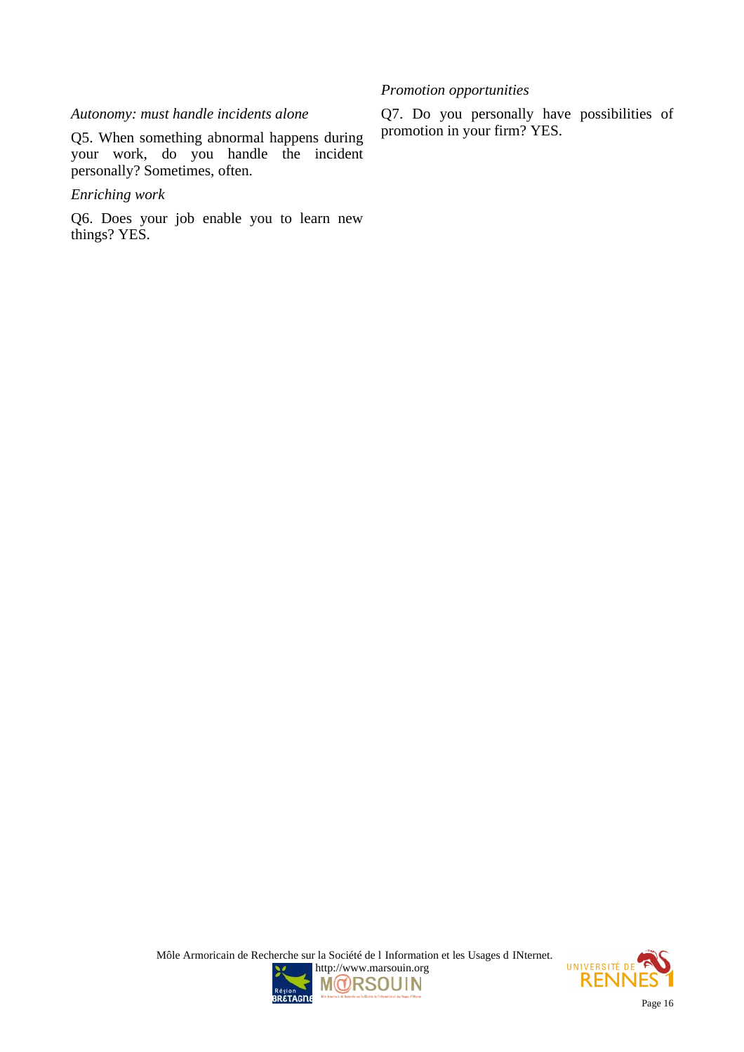*Autonomy: must handle incidents alone*

Q5. When something abnormal happens during your work, do you handle the incident personally? Sometimes, often.

*Enriching work*

Q6. Does your job enable you to learn new things? YES.

*Promotion opportunities*

Q7. Do you personally have possibilities of promotion in your firm? YES.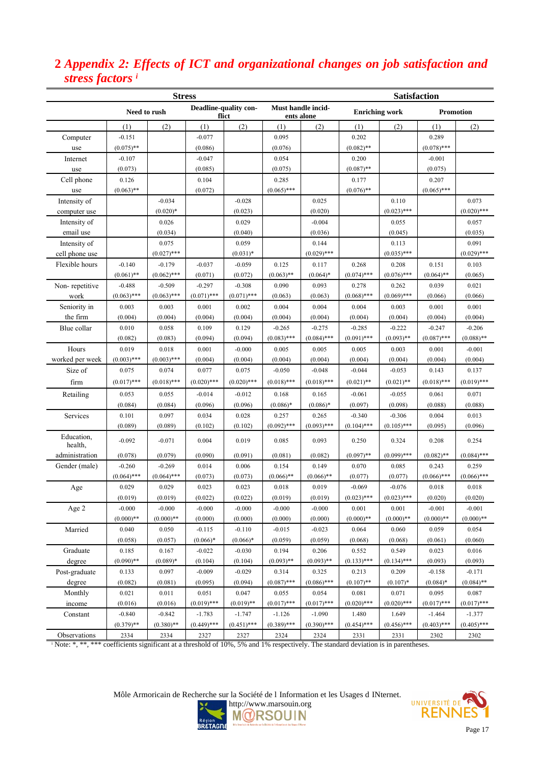## 2 *Appendix 2: Effects of ICT and organizational changes on job satisfaction and stress factors* [i]

| | Stress | | | | | | Satisfaction | | | |
|---|---|---|---|---|---|---|---|---|---|---|
| | Need to rush | | Deadline-quality conflict | | Must handle incidents alone | | Enriching work | | Promotion | |
| | (1) | (2) | (1) | (2) | (1) | (2) | (1) | (2) | (1) | (2) |
| Computer use | -0.151 (0.075)** | | -0.077 (0.086) | | 0.095 (0.076) | | 0.202 (0.082)** | | 0.289 (0.078)*** | |
| Internet use | -0.107 (0.073) | | -0.047 (0.085) | | 0.054 (0.075) | | 0.200 (0.087)** | | -0.001 (0.075) | |
| Cell phone use | 0.126 (0.063)** | | 0.104 (0.072) | | 0.285 (0.065)*** | | 0.177 (0.076)** | | 0.207 (0.065)*** | |
| Intensity of computer use | | -0.034 (0.020)* | | -0.028 (0.023) | | 0.025 (0.020) | | 0.110 (0.023)*** | | 0.073 (0.020)*** |
| Intensity of email use | | 0.026 (0.034) | | 0.029 (0.040) | | -0.004 (0.036) | | 0.055 (0.045) | | 0.057 (0.035) |
| Intensity of cell phone use | | 0.075 (0.027)*** | | 0.059 (0.031)* | | 0.144 (0.029)*** | | 0.113 (0.035)*** | | 0.091 (0.029)*** |
| Flexible hours | -0.140 (0.061)** | -0.179 (0.062)*** | -0.037 (0.071) | -0.059 (0.072) | 0.125 (0.063)** | 0.117 (0.064)* | 0.268 (0.074)*** | 0.208 (0.076)*** | 0.151 (0.064)** | 0.103 (0.065) |
| Non- repetitive work | -0.488 (0.063)*** | -0.509 (0.063)*** | -0.297 (0.071)*** | -0.308 (0.071)*** | 0.090 (0.063) | 0.093 (0.063) | 0.278 (0.068)*** | 0.262 (0.069)*** | 0.039 (0.066) | 0.021 (0.066) |
| Seniority in the firm | 0.003 (0.004) | 0.003 (0.004) | 0.001 (0.004) | 0.002 (0.004) | 0.004 (0.004) | 0.004 (0.004) | 0.004 (0.004) | 0.003 (0.004) | 0.001 (0.004) | 0.001 (0.004) |
| Blue collar | 0.010 (0.082) | 0.058 (0.083) | 0.109 (0.094) | 0.129 (0.094) | -0.265 (0.083)*** | -0.275 (0.084)*** | -0.285 (0.091)*** | -0.222 (0.093)** | -0.247 (0.087)*** | -0.206 (0.088)** |
| Hours worked per week | 0.019 (0.003)*** | 0.018 (0.003)*** | 0.001 (0.004) | -0.000 (0.004) | 0.005 (0.004) | 0.005 (0.004) | 0.005 (0.004) | 0.003 (0.004) | 0.001 (0.004) | -0.001 (0.004) |
| Size of firm | 0.075 (0.017)*** | 0.074 (0.018)*** | 0.077 (0.020)*** | 0.075 (0.020)*** | -0.050 (0.018)*** | -0.048 (0.018)*** | -0.044 (0.021)** | -0.053 (0.021)** | 0.143 (0.018)*** | 0.137 (0.019)*** |
| Retailing | 0.053 (0.084) | 0.055 (0.084) | -0.014 (0.096) | -0.012 (0.096) | 0.168 (0.086)* | 0.165 (0.086)* | -0.061 (0.097) | -0.055 (0.098) | 0.061 (0.088) | 0.071 (0.088) |
| Services | 0.101 (0.089) | 0.097 (0.089) | 0.034 (0.102) | 0.028 (0.102) | 0.257 (0.092)*** | 0.265 (0.093)*** | -0.340 (0.104)*** | -0.306 (0.105)*** | 0.004 (0.095) | 0.013 (0.096) |
| Education, health, administration | -0.092 (0.078) | -0.071 (0.079) | 0.004 (0.090) | 0.019 (0.091) | 0.085 (0.081) | 0.093 (0.082) | 0.250 (0.097)** | 0.324 (0.099)*** | 0.208 (0.082)** | 0.254 (0.084)*** |
| Gender (male) | -0.260 (0.064)*** | -0.269 (0.064)*** | 0.014 (0.073) | 0.006 (0.073) | 0.154 (0.066)** | 0.149 (0.066)** | 0.070 (0.077) | 0.085 (0.077) | 0.243 (0.066)*** | 0.259 (0.066)*** |
| Age | 0.029 (0.019) | 0.029 (0.019) | 0.023 (0.022) | 0.023 (0.022) | 0.018 (0.019) | 0.019 (0.019) | -0.069 (0.023)*** | -0.076 (0.023)*** | 0.018 (0.020) | 0.018 (0.020) |
| Age 2 | -0.000 (0.000)** | -0.000 (0.000)** | -0.000 (0.000) | -0.000 (0.000) | -0.000 (0.000) | -0.000 (0.000) | 0.001 (0.000)** | 0.001 (0.000)** | -0.001 (0.000)** | -0.001 (0.000)** |
| Married | 0.040 (0.058) | 0.050 (0.057) | -0.115 (0.066)* | -0.110 (0.066)* | -0.015 (0.059) | -0.023 (0.059) | 0.064 (0.068) | 0.060 (0.068) | 0.059 (0.061) | 0.054 (0.060) |
| Graduate degree | 0.185 (0.090)** | 0.167 (0.089)* | -0.022 (0.104) | -0.030 (0.104) | 0.194 (0.093)** | 0.206 (0.093)** | 0.552 (0.133)*** | 0.549 (0.134)*** | 0.023 (0.093) | 0.016 (0.093) |
| Post-graduate degree | 0.133 (0.082) | 0.097 (0.081) | -0.009 (0.095) | -0.029 (0.094) | 0.314 (0.087)*** | 0.325 (0.086)*** | 0.213 (0.107)** | 0.209 (0.107)* | -0.158 (0.084)* | -0.171 (0.084)** |
| Monthly income | 0.021 (0.016) | 0.011 (0.016) | 0.051 (0.019)*** | 0.047 (0.019)** | 0.055 (0.017)*** | 0.054 (0.017)*** | 0.081 (0.020)*** | 0.071 (0.020)*** | 0.095 (0.017)*** | 0.087 (0.017)*** |
| Constant | -0.840 (0.379)** | -0.842 (0.380)** | -1.783 (0.449)*** | -1.747 (0.451)*** | -1.126 (0.389)*** | -1.090 (0.390)*** | 1.480 (0.454)*** | 1.649 (0.456)*** | -1.464 (0.403)*** | -1.377 (0.405)*** |
| Observations | 2334 | 2334 | 2327 | 2327 | 2324 | 2324 | 2331 | 2331 | 2302 | 2302 |

[i] Note: *, **, *** coefficients significant at a threshold of 10%, 5% and 1% respectively. The standard deviation is in parentheses.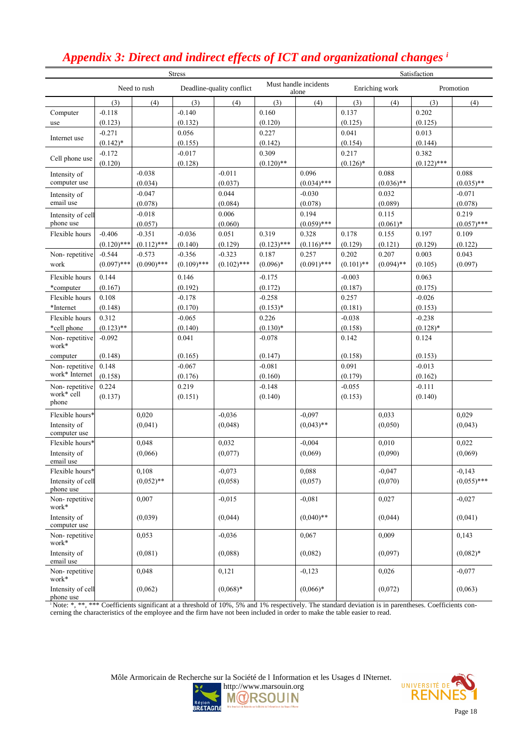## *Appendix 3: Direct and indirect effects of ICT and organizational changes* [i]

| | Stress | | | | | | Satisfaction | | | |
|---|---|---|---|---|---|---|---|---|---|---|
| | Need to rush | | Deadline-quality conflict | | Must handle incidents alone | | Enriching work | | Promotion | |
| | (3) | (4) | (3) | (4) | (3) | (4) | (3) | (4) | (3) | (4) |
| Computer use | -0.118 (0.123) | | -0.140 (0.132) | | 0.160 (0.120) | | 0.137 (0.125) | | 0.202 (0.125) | |
| Internet use | -0.271 (0.142)* | | 0.056 (0.155) | | 0.227 (0.142) | | 0.041 (0.154) | | 0.013 (0.144) | |
| Cell phone use | -0.172 (0.120) | | -0.017 (0.128) | | 0.309 (0.120)** | | 0.217 (0.126)* | | 0.382 (0.122)*** | |
| Intensity of computer use | | -0.038 (0.034) | | -0.011 (0.037) | | 0.096 (0.034)*** | | 0.088 (0.036)** | | 0.088 (0.035)** |
| Intensity of email use | | -0.047 (0.078) | | 0.044 (0.084) | | -0.030 (0.078) | | 0.032 (0.089) | | -0.071 (0.078) |
| Intensity of cell phone use | | -0.018 (0.057) | | 0.006 (0.060) | | 0.194 (0.059)*** | | 0.115 (0.061)* | | 0.219 (0.057)*** |
| Flexible hours | -0.406 (0.120)*** | -0.351 (0.112)*** | -0.036 (0.140) | 0.051 (0.129) | 0.319 (0.123)*** | 0.328 (0.116)*** | 0.178 (0.129) | 0.155 (0.121) | 0.197 (0.129) | 0.109 (0.122) |
| Non- repetitive work | -0.544 (0.097)*** | -0.573 (0.090)*** | -0.356 (0.109)*** | -0.323 (0.102)*** | 0.187 (0.096)* | 0.257 (0.091)*** | 0.202 (0.101)** | 0.207 (0.094)** | 0.003 (0.105) | 0.043 (0.097) |
| Flexible hours *computer | 0.144 (0.167) | | 0.146 (0.192) | | -0.175 (0.172) | | -0.003 (0.187) | | 0.063 (0.175) | |
| Flexible hours *Internet | 0.108 (0.148) | | -0.178 (0.170) | | -0.258 (0.153)* | | 0.257 (0.181) | | -0.026 (0.153) | |
| Flexible hours *cell phone | 0.312 (0.123)** | | -0.065 (0.140) | | 0.226 (0.130)* | | -0.038 (0.158) | | -0.238 (0.128)* | |
| Non- repetitive work* computer | -0.092 (0.148) | | 0.041 (0.165) | | -0.078 (0.147) | | 0.142 (0.158) | | 0.124 (0.153) | |
| Non- repetitive work* Internet | 0.148 (0.158) | | -0.067 (0.176) | | -0.081 (0.160) | | 0.091 (0.179) | | -0.013 (0.162) | |
| Non- repetitive work* cell phone | 0.224 (0.137) | | 0.219 (0.151) | | -0.148 (0.140) | | -0.055 (0.153) | | -0.111 (0.140) | |
| Flexible hours* Intensity of computer use | | 0,020 (0,041) | | -0,036 (0,048) | | -0,097 (0,043)** | | 0,033 (0,050) | | 0,029 (0,043) |
| Flexible hours* Intensity of email use | | 0,048 (0,066) | | 0,032 (0,077) | | -0,004 (0,069) | | 0,010 (0,090) | | 0,022 (0,069) |
| Flexible hours* Intensity of cell phone use | | 0,108 (0,052)** | | -0,073 (0,058) | | 0,088 (0,057) | | -0,047 (0,070) | | -0,143 (0,055)*** |
| Non- repetitive work* Intensity of computer use | | 0,007 (0,039) | | -0,015 (0,044) | | -0,081 (0,040)** | | 0,027 (0,044) | | -0,027 (0,041) |
| Non- repetitive work* Intensity of email use | | 0,053 (0,081) | | -0,036 (0,088) | | 0,067 (0,082) | | 0,009 (0,097) | | 0,143 (0,082)* |
| Non- repetitive work* Intensity of cell phone use | | 0,048 (0,062) | | 0,121 (0,068)* | | -0,123 (0,066)* | | 0,026 (0,072) | | -0,077 (0,063) |

[i] Note: *, **, *** Coefficients significant at a threshold of 10%, 5% and 1% respectively. The standard deviation is in parentheses. Coefficients concerning the characteristics of the employee and the firm have not been included in order to make the table easier to read.

Môle Armoricain de Recherche sur la Société de l Information et les Usages d INternet.
http://www.marsouin.org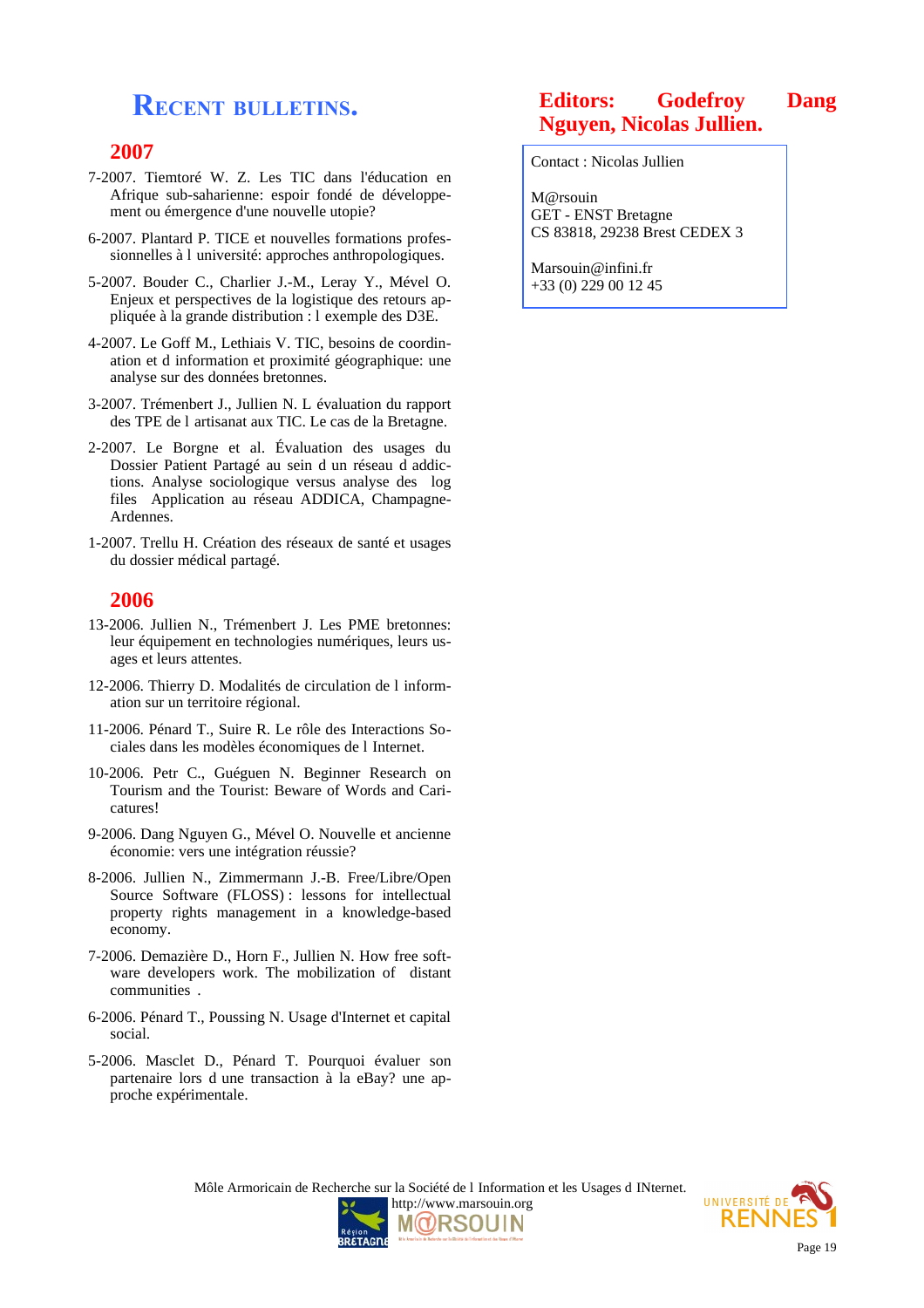# RECENT BULLETINS.

## 2007

7-2007. Tiemtoré W. Z. Les TIC dans l'éducation en Afrique sub-saharienne: espoir fondé de développement ou émergence d'une nouvelle utopie?

6-2007. Plantard P. TICE et nouvelles formations professionnelles à l université: approches anthropologiques.

5-2007. Bouder C., Charlier J.-M., Leray Y., Mével O. Enjeux et perspectives de la logistique des retours appliquée à la grande distribution : l exemple des D3E.

4-2007. Le Goff M., Lethiais V. TIC, besoins de coordination et d information et proximité géographique: une analyse sur des données bretonnes.

3-2007. Trémenbert J., Jullien N. L évaluation du rapport des TPE de l artisanat aux TIC. Le cas de la Bretagne.

2-2007. Le Borgne et al. Évaluation des usages du Dossier Patient Partagé au sein d un réseau d addictions. Analyse sociologique versus analyse des log files Application au réseau ADDICA, Champagne-Ardennes.

1-2007. Trellu H. Création des réseaux de santé et usages du dossier médical partagé.

## 2006

13-2006. Jullien N., Trémenbert J. Les PME bretonnes: leur équipement en technologies numériques, leurs usages et leurs attentes.

12-2006. Thierry D. Modalités de circulation de l information sur un territoire régional.

11-2006. Pénard T., Suire R. Le rôle des Interactions Sociales dans les modèles économiques de l Internet.

10-2006. Petr C., Guéguen N. Beginner Research on Tourism and the Tourist: Beware of Words and Caricatures!

9-2006. Dang Nguyen G., Mével O. Nouvelle et ancienne économie: vers une intégration réussie?

8-2006. Jullien N., Zimmermann J.-B. Free/Libre/Open Source Software (FLOSS) : lessons for intellectual property rights management in a knowledge-based economy.

7-2006. Demazière D., Horn F., Jullien N. How free software developers work. The mobilization of distant communities .

6-2006. Pénard T., Poussing N. Usage d'Internet et capital social.

5-2006. Masclet D., Pénard T. Pourquoi évaluer son partenaire lors d une transaction à la eBay? une approche expérimentale.

## Editors: Godefroy Dang Nguyen, Nicolas Jullien.

Contact : Nicolas Jullien

M@rsouin
GET - ENST Bretagne
CS 83818, 29238 Brest CEDEX 3

Marsouin@infini.fr
+33 (0) 229 00 12 45

Môle Armoricain de Recherche sur la Société de l Information et les Usages d INternet.
http://www.marsouin.org